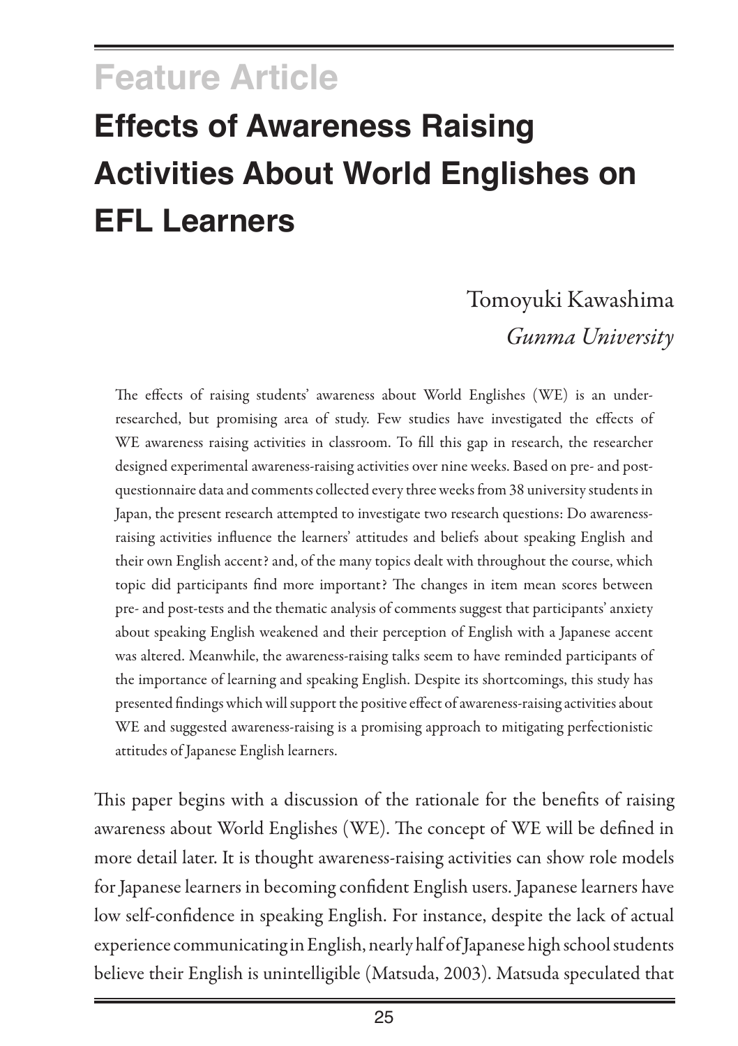Feature Article

# Effects of Awareness Raising Activities About World Englishes on EFL Learners

Tomoyuki Kawashima
*Gunma University*

The effects of raising students' awareness about World Englishes (WE) is an under-researched, but promising area of study. Few studies have investigated the effects of WE awareness raising activities in classroom. To fill this gap in research, the researcher designed experimental awareness-raising activities over nine weeks. Based on pre- and post-questionnaire data and comments collected every three weeks from 38 university students in Japan, the present research attempted to investigate two research questions: Do awareness-raising activities influence the learners' attitudes and beliefs about speaking English and their own English accent? and, of the many topics dealt with throughout the course, which topic did participants find more important? The changes in item mean scores between pre- and post-tests and the thematic analysis of comments suggest that participants' anxiety about speaking English weakened and their perception of English with a Japanese accent was altered. Meanwhile, the awareness-raising talks seem to have reminded participants of the importance of learning and speaking English. Despite its shortcomings, this study has presented findings which will support the positive effect of awareness-raising activities about WE and suggested awareness-raising is a promising approach to mitigating perfectionistic attitudes of Japanese English learners.

This paper begins with a discussion of the rationale for the benefits of raising awareness about World Englishes (WE). The concept of WE will be defined in more detail later. It is thought awareness-raising activities can show role models for Japanese learners in becoming confident English users. Japanese learners have low self-confidence in speaking English. For instance, despite the lack of actual experience communicating in English, nearly half of Japanese high school students believe their English is unintelligible (Matsuda, 2003). Matsuda speculated that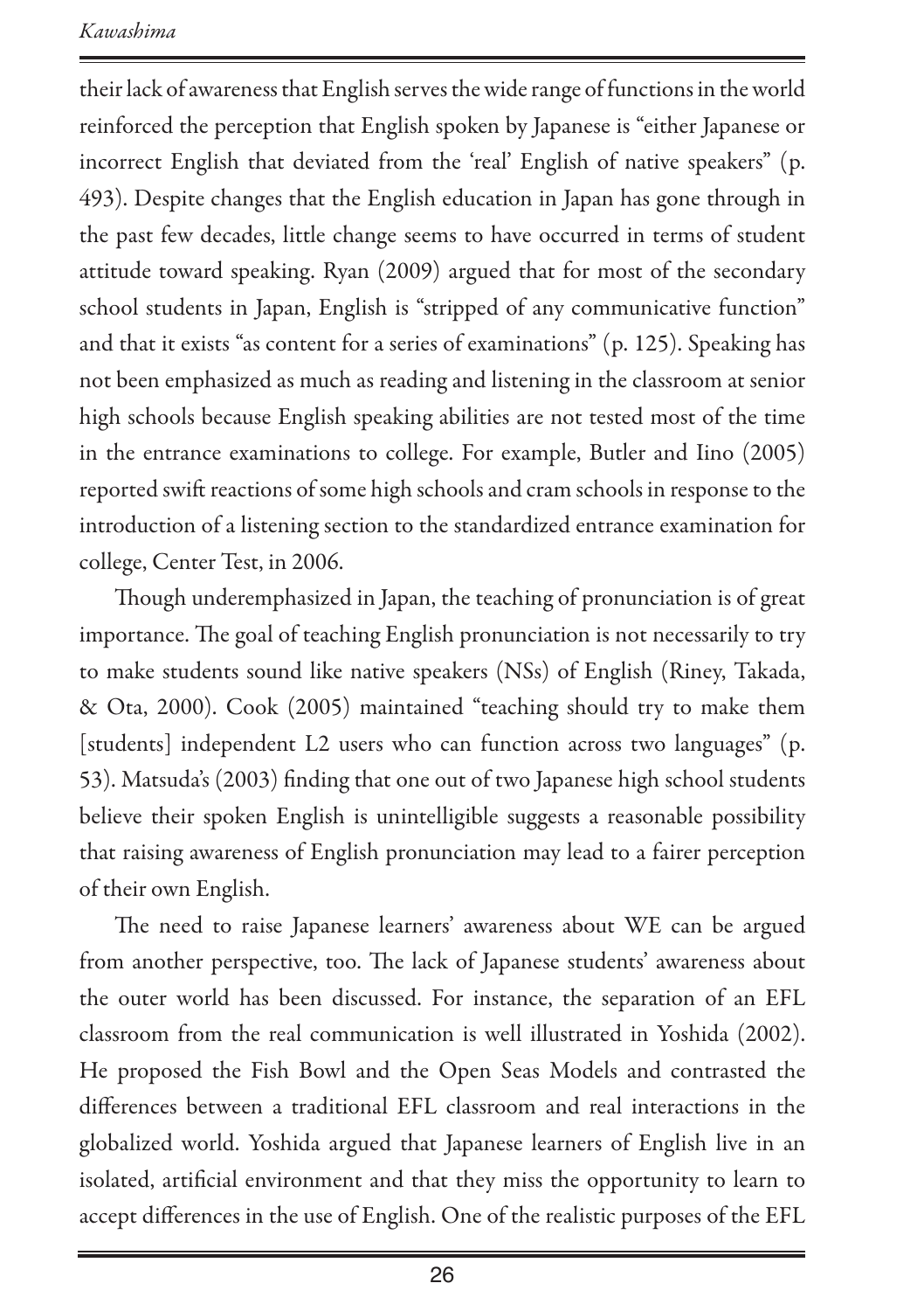their lack of awareness that English serves the wide range of functions in the world reinforced the perception that English spoken by Japanese is "either Japanese or incorrect English that deviated from the 'real' English of native speakers" (p. 493). Despite changes that the English education in Japan has gone through in the past few decades, little change seems to have occurred in terms of student attitude toward speaking. Ryan (2009) argued that for most of the secondary school students in Japan, English is "stripped of any communicative function" and that it exists "as content for a series of examinations" (p. 125). Speaking has not been emphasized as much as reading and listening in the classroom at senior high schools because English speaking abilities are not tested most of the time in the entrance examinations to college. For example, Butler and Iino (2005) reported swift reactions of some high schools and cram schools in response to the introduction of a listening section to the standardized entrance examination for college, Center Test, in 2006.

Though underemphasized in Japan, the teaching of pronunciation is of great importance. The goal of teaching English pronunciation is not necessarily to try to make students sound like native speakers (NSs) of English (Riney, Takada, & Ota, 2000). Cook (2005) maintained "teaching should try to make them [students] independent L2 users who can function across two languages" (p. 53). Matsuda's (2003) finding that one out of two Japanese high school students believe their spoken English is unintelligible suggests a reasonable possibility that raising awareness of English pronunciation may lead to a fairer perception of their own English.

The need to raise Japanese learners' awareness about WE can be argued from another perspective, too. The lack of Japanese students' awareness about the outer world has been discussed. For instance, the separation of an EFL classroom from the real communication is well illustrated in Yoshida (2002). He proposed the Fish Bowl and the Open Seas Models and contrasted the differences between a traditional EFL classroom and real interactions in the globalized world. Yoshida argued that Japanese learners of English live in an isolated, artificial environment and that they miss the opportunity to learn to accept differences in the use of English. One of the realistic purposes of the EFL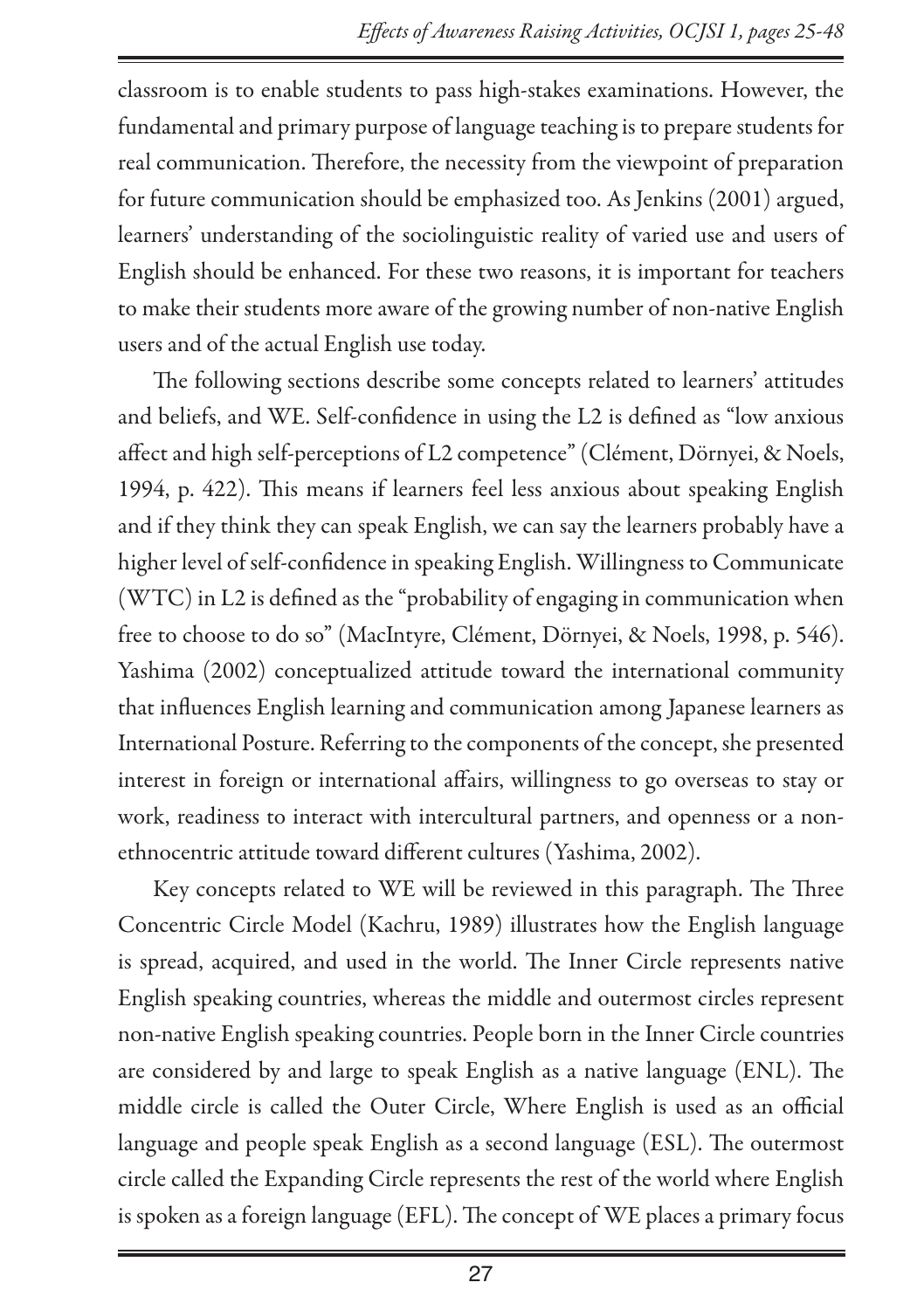classroom is to enable students to pass high-stakes examinations. However, the fundamental and primary purpose of language teaching is to prepare students for real communication. Therefore, the necessity from the viewpoint of preparation for future communication should be emphasized too. As Jenkins (2001) argued, learners' understanding of the sociolinguistic reality of varied use and users of English should be enhanced. For these two reasons, it is important for teachers to make their students more aware of the growing number of non-native English users and of the actual English use today.

The following sections describe some concepts related to learners' attitudes and beliefs, and WE. Self-confidence in using the L2 is defined as "low anxious affect and high self-perceptions of L2 competence" (Clément, Dörnyei, & Noels, 1994, p. 422). This means if learners feel less anxious about speaking English and if they think they can speak English, we can say the learners probably have a higher level of self-confidence in speaking English. Willingness to Communicate (WTC) in L2 is defined as the "probability of engaging in communication when free to choose to do so" (MacIntyre, Clément, Dörnyei, & Noels, 1998, p. 546). Yashima (2002) conceptualized attitude toward the international community that influences English learning and communication among Japanese learners as International Posture. Referring to the components of the concept, she presented interest in foreign or international affairs, willingness to go overseas to stay or work, readiness to interact with intercultural partners, and openness or a non-ethnocentric attitude toward different cultures (Yashima, 2002).

Key concepts related to WE will be reviewed in this paragraph. The Three Concentric Circle Model (Kachru, 1989) illustrates how the English language is spread, acquired, and used in the world. The Inner Circle represents native English speaking countries, whereas the middle and outermost circles represent non-native English speaking countries. People born in the Inner Circle countries are considered by and large to speak English as a native language (ENL). The middle circle is called the Outer Circle, Where English is used as an official language and people speak English as a second language (ESL). The outermost circle called the Expanding Circle represents the rest of the world where English is spoken as a foreign language (EFL). The concept of WE places a primary focus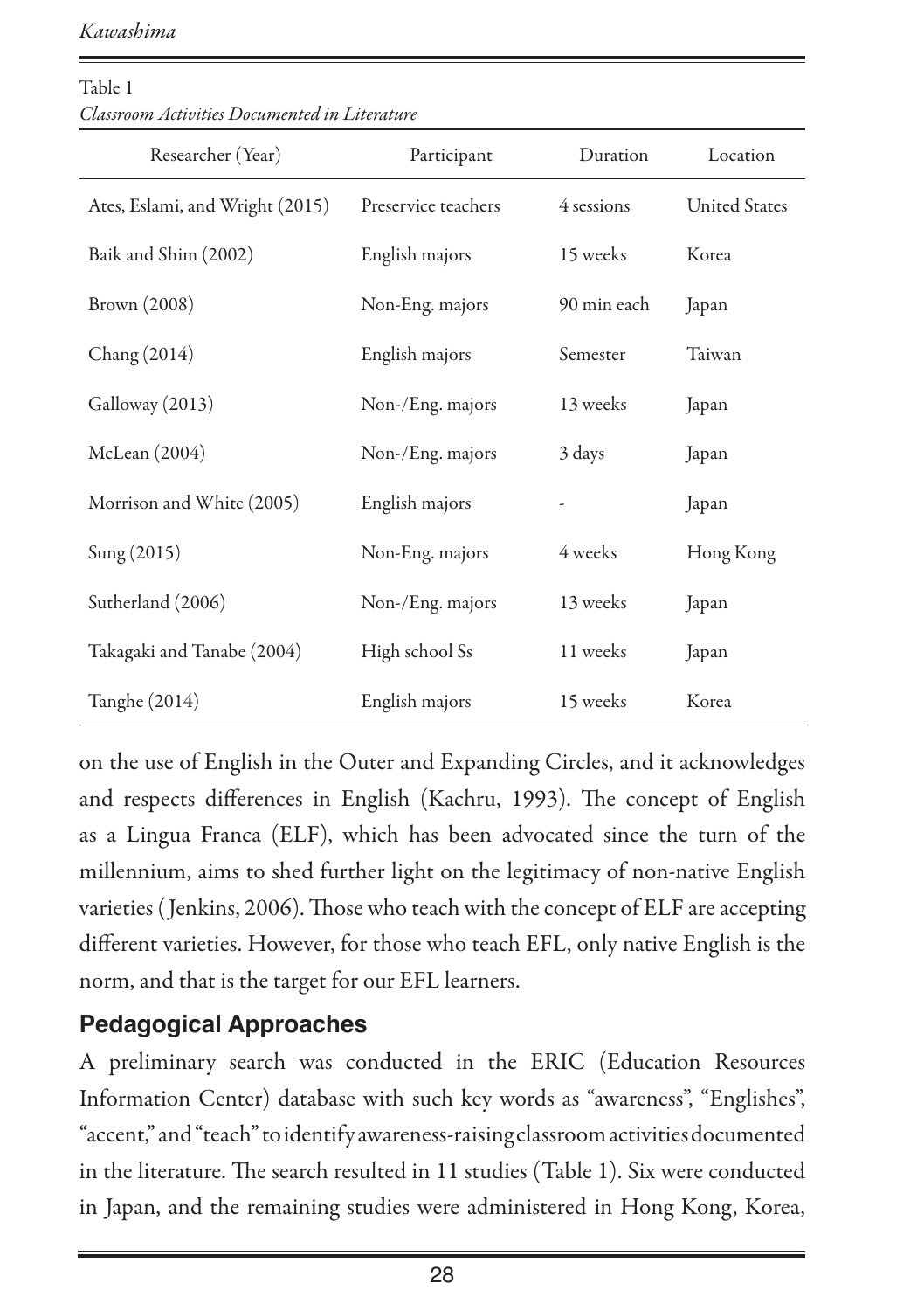Table 1
*Classroom Activities Documented in Literature*

| Researcher (Year) | Participant | Duration | Location |
| --- | --- | --- | --- |
| Ates, Eslami, and Wright (2015) | Preservice teachers | 4 sessions | United States |
| Baik and Shim (2002) | English majors | 15 weeks | Korea |
| Brown (2008) | Non-Eng. majors | 90 min each | Japan |
| Chang (2014) | English majors | Semester | Taiwan |
| Galloway (2013) | Non-/Eng. majors | 13 weeks | Japan |
| McLean (2004) | Non-/Eng. majors | 3 days | Japan |
| Morrison and White (2005) | English majors | - | Japan |
| Sung (2015) | Non-Eng. majors | 4 weeks | Hong Kong |
| Sutherland (2006) | Non-/Eng. majors | 13 weeks | Japan |
| Takagaki and Tanabe (2004) | High school Ss | 11 weeks | Japan |
| Tanghe (2014) | English majors | 15 weeks | Korea |

on the use of English in the Outer and Expanding Circles, and it acknowledges and respects differences in English (Kachru, 1993). The concept of English as a Lingua Franca (ELF), which has been advocated since the turn of the millennium, aims to shed further light on the legitimacy of non-native English varieties (Jenkins, 2006). Those who teach with the concept of ELF are accepting different varieties. However, for those who teach EFL, only native English is the norm, and that is the target for our EFL learners.

## Pedagogical Approaches

A preliminary search was conducted in the ERIC (Education Resources Information Center) database with such key words as "awareness", "Englishes", "accent," and "teach" to identify awareness-raising classroom activities documented in the literature. The search resulted in 11 studies (Table 1). Six were conducted in Japan, and the remaining studies were administered in Hong Kong, Korea,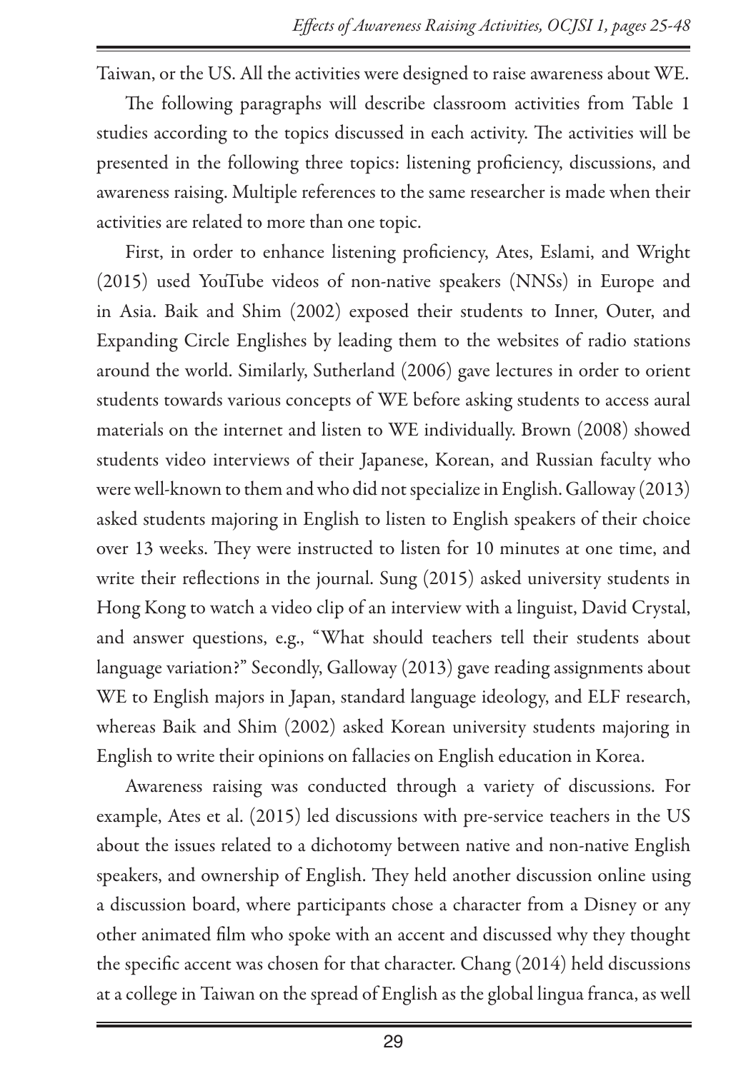Taiwan, or the US. All the activities were designed to raise awareness about WE.

The following paragraphs will describe classroom activities from Table 1 studies according to the topics discussed in each activity. The activities will be presented in the following three topics: listening proficiency, discussions, and awareness raising. Multiple references to the same researcher is made when their activities are related to more than one topic.

First, in order to enhance listening proficiency, Ates, Eslami, and Wright (2015) used YouTube videos of non-native speakers (NNSs) in Europe and in Asia. Baik and Shim (2002) exposed their students to Inner, Outer, and Expanding Circle Englishes by leading them to the websites of radio stations around the world. Similarly, Sutherland (2006) gave lectures in order to orient students towards various concepts of WE before asking students to access aural materials on the internet and listen to WE individually. Brown (2008) showed students video interviews of their Japanese, Korean, and Russian faculty who were well-known to them and who did not specialize in English. Galloway (2013) asked students majoring in English to listen to English speakers of their choice over 13 weeks. They were instructed to listen for 10 minutes at one time, and write their reflections in the journal. Sung (2015) asked university students in Hong Kong to watch a video clip of an interview with a linguist, David Crystal, and answer questions, e.g., "What should teachers tell their students about language variation?" Secondly, Galloway (2013) gave reading assignments about WE to English majors in Japan, standard language ideology, and ELF research, whereas Baik and Shim (2002) asked Korean university students majoring in English to write their opinions on fallacies on English education in Korea.

Awareness raising was conducted through a variety of discussions. For example, Ates et al. (2015) led discussions with pre-service teachers in the US about the issues related to a dichotomy between native and non-native English speakers, and ownership of English. They held another discussion online using a discussion board, where participants chose a character from a Disney or any other animated film who spoke with an accent and discussed why they thought the specific accent was chosen for that character. Chang (2014) held discussions at a college in Taiwan on the spread of English as the global lingua franca, as well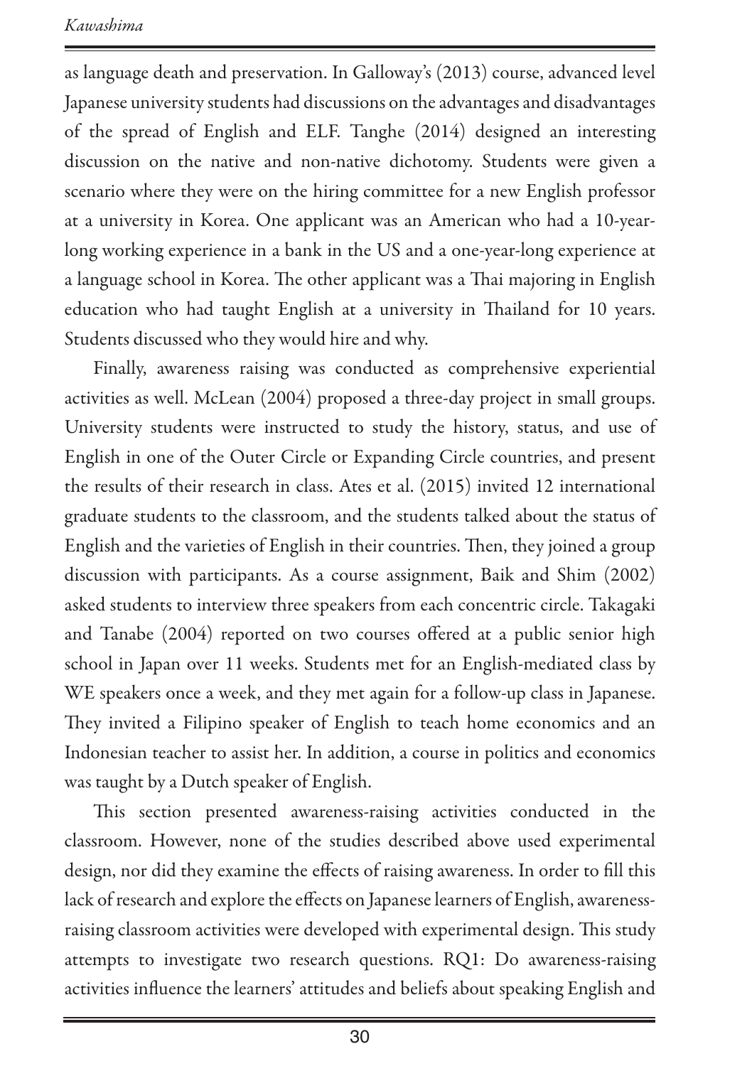as language death and preservation. In Galloway's (2013) course, advanced level Japanese university students had discussions on the advantages and disadvantages of the spread of English and ELF. Tanghe (2014) designed an interesting discussion on the native and non-native dichotomy. Students were given a scenario where they were on the hiring committee for a new English professor at a university in Korea. One applicant was an American who had a 10-year-long working experience in a bank in the US and a one-year-long experience at a language school in Korea. The other applicant was a Thai majoring in English education who had taught English at a university in Thailand for 10 years. Students discussed who they would hire and why.

Finally, awareness raising was conducted as comprehensive experiential activities as well. McLean (2004) proposed a three-day project in small groups. University students were instructed to study the history, status, and use of English in one of the Outer Circle or Expanding Circle countries, and present the results of their research in class. Ates et al. (2015) invited 12 international graduate students to the classroom, and the students talked about the status of English and the varieties of English in their countries. Then, they joined a group discussion with participants. As a course assignment, Baik and Shim (2002) asked students to interview three speakers from each concentric circle. Takagaki and Tanabe (2004) reported on two courses offered at a public senior high school in Japan over 11 weeks. Students met for an English-mediated class by WE speakers once a week, and they met again for a follow-up class in Japanese. They invited a Filipino speaker of English to teach home economics and an Indonesian teacher to assist her. In addition, a course in politics and economics was taught by a Dutch speaker of English.

This section presented awareness-raising activities conducted in the classroom. However, none of the studies described above used experimental design, nor did they examine the effects of raising awareness. In order to fill this lack of research and explore the effects on Japanese learners of English, awareness-raising classroom activities were developed with experimental design. This study attempts to investigate two research questions. RQ1: Do awareness-raising activities influence the learners' attitudes and beliefs about speaking English and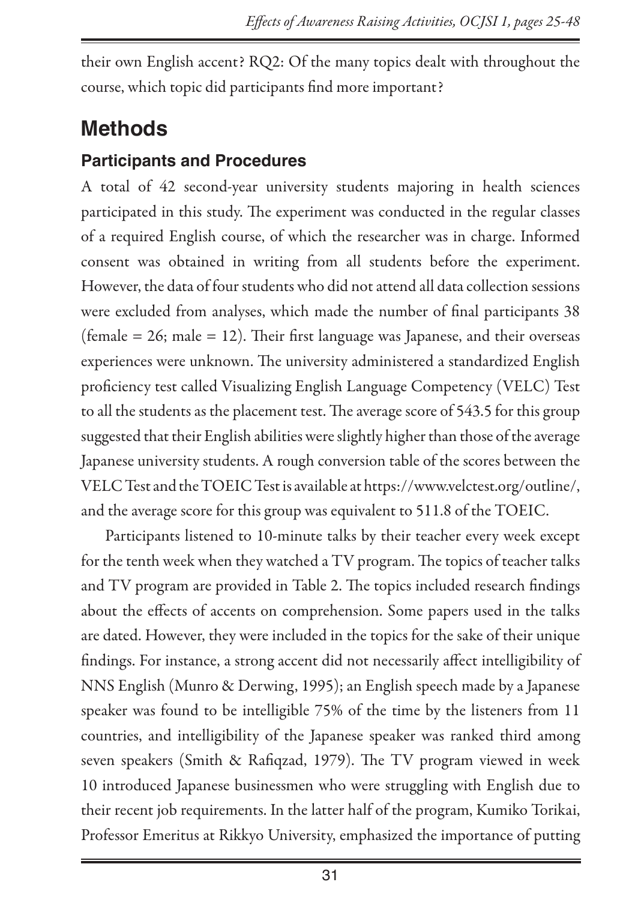their own English accent? RQ2: Of the many topics dealt with throughout the course, which topic did participants find more important?

## Methods

### Participants and Procedures

A total of 42 second-year university students majoring in health sciences participated in this study. The experiment was conducted in the regular classes of a required English course, of which the researcher was in charge. Informed consent was obtained in writing from all students before the experiment. However, the data of four students who did not attend all data collection sessions were excluded from analyses, which made the number of final participants 38 (female = 26; male = 12). Their first language was Japanese, and their overseas experiences were unknown. The university administered a standardized English proficiency test called Visualizing English Language Competency (VELC) Test to all the students as the placement test. The average score of 543.5 for this group suggested that their English abilities were slightly higher than those of the average Japanese university students. A rough conversion table of the scores between the VELC Test and the TOEIC Test is available at https://www.velctest.org/outline/, and the average score for this group was equivalent to 511.8 of the TOEIC.

Participants listened to 10-minute talks by their teacher every week except for the tenth week when they watched a TV program. The topics of teacher talks and TV program are provided in Table 2. The topics included research findings about the effects of accents on comprehension. Some papers used in the talks are dated. However, they were included in the topics for the sake of their unique findings. For instance, a strong accent did not necessarily affect intelligibility of NNS English (Munro & Derwing, 1995); an English speech made by a Japanese speaker was found to be intelligible 75% of the time by the listeners from 11 countries, and intelligibility of the Japanese speaker was ranked third among seven speakers (Smith & Rafiqzad, 1979). The TV program viewed in week 10 introduced Japanese businessmen who were struggling with English due to their recent job requirements. In the latter half of the program, Kumiko Torikai, Professor Emeritus at Rikkyo University, emphasized the importance of putting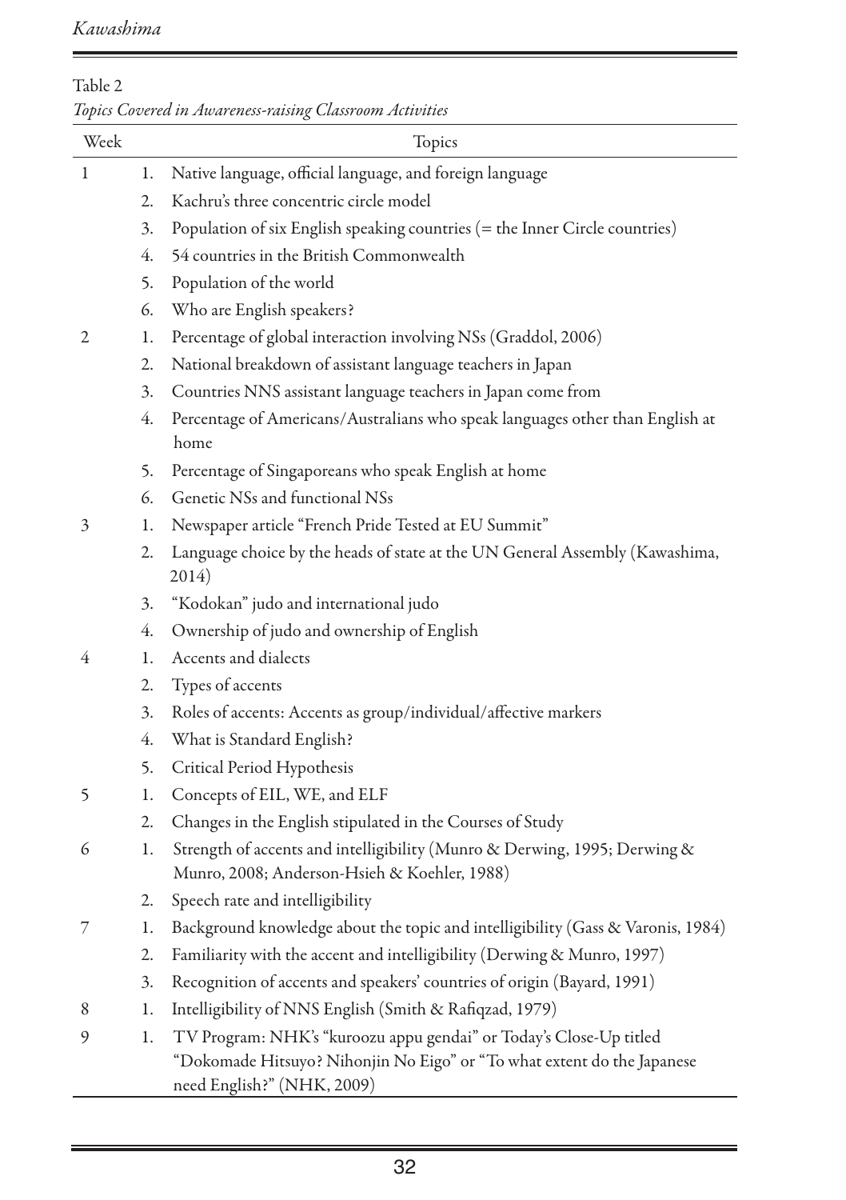Table 2

*Topics Covered in Awareness-raising Classroom Activities*

| Week | Topics |
| --- | --- |
| 1 | 1. Native language, official language, and foreign language |
| | 2. Kachru's three concentric circle model |
| | 3. Population of six English speaking countries (= the Inner Circle countries) |
| | 4. 54 countries in the British Commonwealth |
| | 5. Population of the world |
| | 6. Who are English speakers? |
| 2 | 1. Percentage of global interaction involving NSs (Graddol, 2006) |
| | 2. National breakdown of assistant language teachers in Japan |
| | 3. Countries NNS assistant language teachers in Japan come from |
| | 4. Percentage of Americans/Australians who speak languages other than English at home |
| | 5. Percentage of Singaporeans who speak English at home |
| | 6. Genetic NSs and functional NSs |
| 3 | 1. Newspaper article "French Pride Tested at EU Summit" |
| | 2. Language choice by the heads of state at the UN General Assembly (Kawashima, 2014) |
| | 3. "Kodokan" judo and international judo |
| | 4. Ownership of judo and ownership of English |
| 4 | 1. Accents and dialects |
| | 2. Types of accents |
| | 3. Roles of accents: Accents as group/individual/affective markers |
| | 4. What is Standard English? |
| | 5. Critical Period Hypothesis |
| 5 | 1. Concepts of EIL, WE, and ELF |
| | 2. Changes in the English stipulated in the Courses of Study |
| 6 | 1. Strength of accents and intelligibility (Munro & Derwing, 1995; Derwing & Munro, 2008; Anderson-Hsieh & Koehler, 1988) |
| | 2. Speech rate and intelligibility |
| 7 | 1. Background knowledge about the topic and intelligibility (Gass & Varonis, 1984) |
| | 2. Familiarity with the accent and intelligibility (Derwing & Munro, 1997) |
| | 3. Recognition of accents and speakers' countries of origin (Bayard, 1991) |
| 8 | 1. Intelligibility of NNS English (Smith & Rafiqzad, 1979) |
| 9 | 1. TV Program: NHK's "kuroozu appu gendai" or Today's Close-Up titled "Dokomade Hitsuyo? Nihonjin No Eigo" or "To what extent do the Japanese need English?" (NHK, 2009) |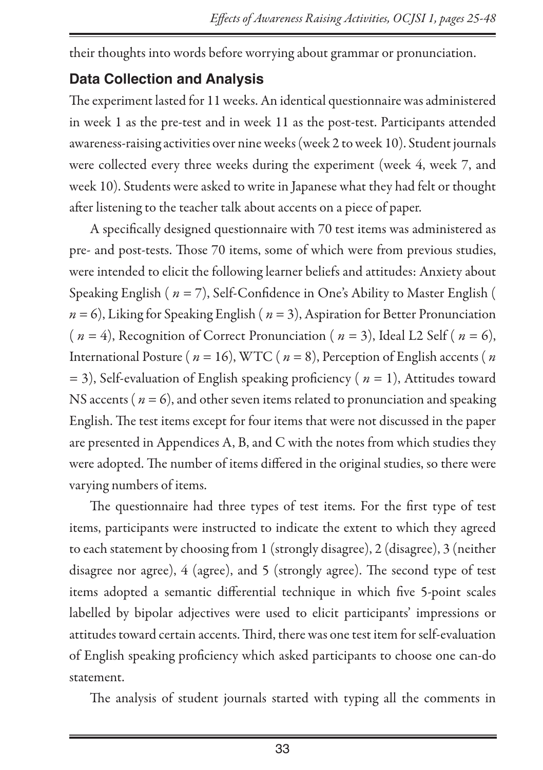their thoughts into words before worrying about grammar or pronunciation.

## Data Collection and Analysis

The experiment lasted for 11 weeks. An identical questionnaire was administered in week 1 as the pre-test and in week 11 as the post-test. Participants attended awareness-raising activities over nine weeks (week 2 to week 10). Student journals were collected every three weeks during the experiment (week 4, week 7, and week 10). Students were asked to write in Japanese what they had felt or thought after listening to the teacher talk about accents on a piece of paper.

A specifically designed questionnaire with 70 test items was administered as pre- and post-tests. Those 70 items, some of which were from previous studies, were intended to elicit the following learner beliefs and attitudes: Anxiety about Speaking English ( $n$ = 7), Self-Confidence in One's Ability to Master English ( $n$ = 6), Liking for Speaking English ( $n$ = 3), Aspiration for Better Pronunciation ( $n$ = 4), Recognition of Correct Pronunciation ( $n$ = 3), Ideal L2 Self ( $n$ = 6), International Posture ( $n$ = 16), WTC ( $n$ = 8), Perception of English accents ( $n$ = 3), Self-evaluation of English speaking proficiency ( $n$ = 1), Attitudes toward NS accents ( $n$ = 6), and other seven items related to pronunciation and speaking English. The test items except for four items that were not discussed in the paper are presented in Appendices A, B, and C with the notes from which studies they were adopted. The number of items differed in the original studies, so there were varying numbers of items.

The questionnaire had three types of test items. For the first type of test items, participants were instructed to indicate the extent to which they agreed to each statement by choosing from 1 (strongly disagree), 2 (disagree), 3 (neither disagree nor agree), 4 (agree), and 5 (strongly agree). The second type of test items adopted a semantic differential technique in which five 5-point scales labelled by bipolar adjectives were used to elicit participants' impressions or attitudes toward certain accents. Third, there was one test item for self-evaluation of English speaking proficiency which asked participants to choose one can-do statement.

The analysis of student journals started with typing all the comments in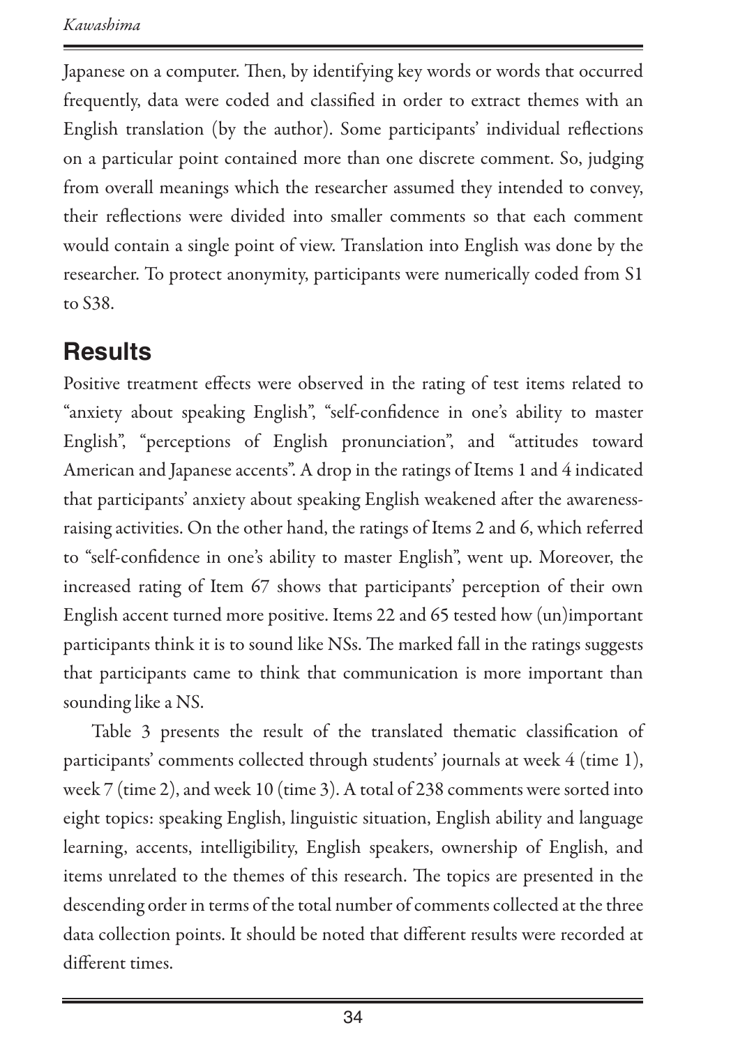Japanese on a computer. Then, by identifying key words or words that occurred frequently, data were coded and classified in order to extract themes with an English translation (by the author). Some participants' individual reflections on a particular point contained more than one discrete comment. So, judging from overall meanings which the researcher assumed they intended to convey, their reflections were divided into smaller comments so that each comment would contain a single point of view. Translation into English was done by the researcher. To protect anonymity, participants were numerically coded from S1 to S38.

## Results

Positive treatment effects were observed in the rating of test items related to "anxiety about speaking English", "self-confidence in one's ability to master English", "perceptions of English pronunciation", and "attitudes toward American and Japanese accents". A drop in the ratings of Items 1 and 4 indicated that participants' anxiety about speaking English weakened after the awareness-raising activities. On the other hand, the ratings of Items 2 and 6, which referred to "self-confidence in one's ability to master English", went up. Moreover, the increased rating of Item 67 shows that participants' perception of their own English accent turned more positive. Items 22 and 65 tested how (un)important participants think it is to sound like NSs. The marked fall in the ratings suggests that participants came to think that communication is more important than sounding like a NS.

Table 3 presents the result of the translated thematic classification of participants' comments collected through students' journals at week 4 (time 1), week 7 (time 2), and week 10 (time 3). A total of 238 comments were sorted into eight topics: speaking English, linguistic situation, English ability and language learning, accents, intelligibility, English speakers, ownership of English, and items unrelated to the themes of this research. The topics are presented in the descending order in terms of the total number of comments collected at the three data collection points. It should be noted that different results were recorded at different times.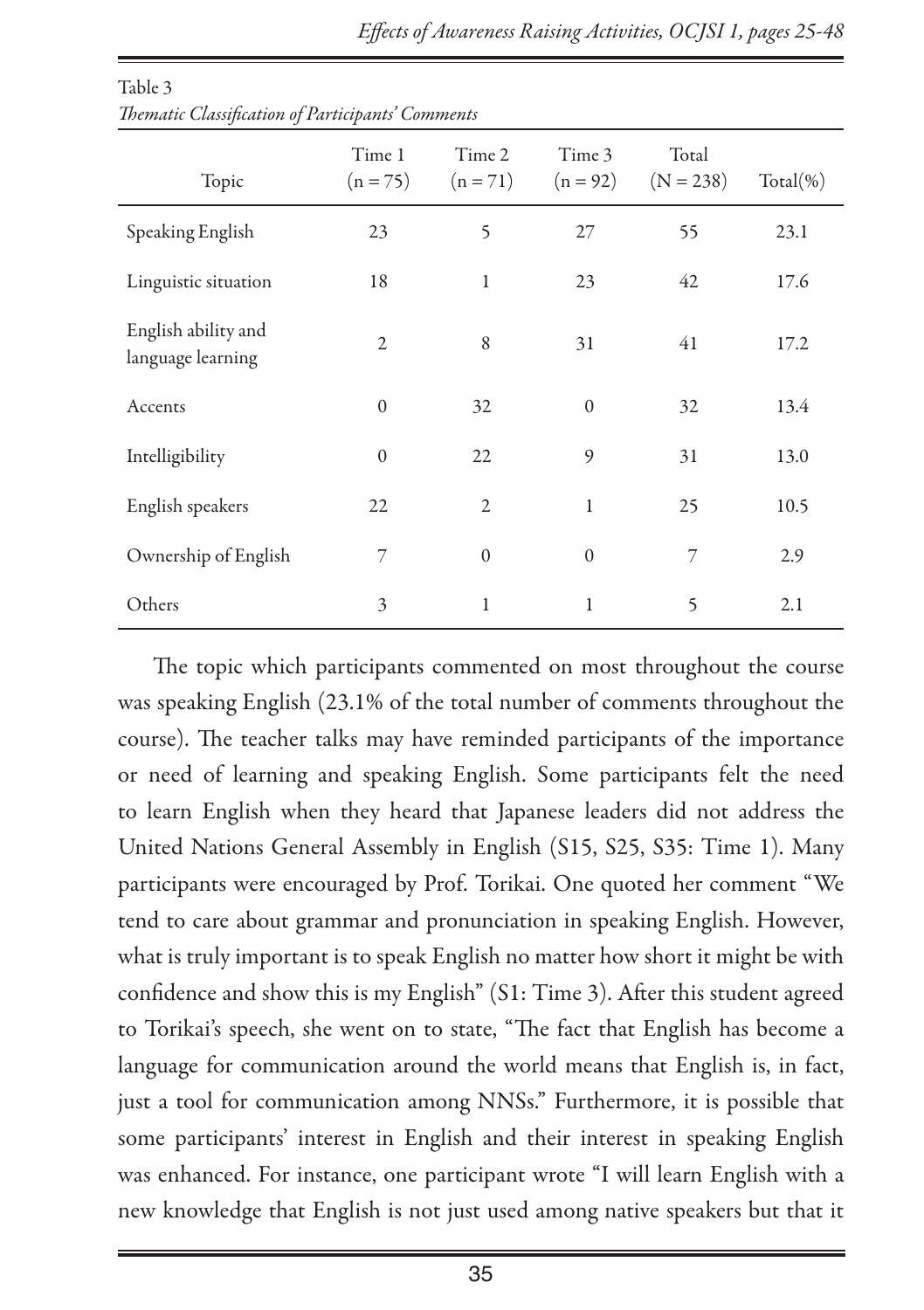Table 3
*Thematic Classification of Participants' Comments*

| Topic | Time 1 (n = 75) | Time 2 (n = 71) | Time 3 (n = 92) | Total (N = 238) | Total(%) |
|---|---|---|---|---|---|
| Speaking English | 23 | 5 | 27 | 55 | 23.1 |
| Linguistic situation | 18 | 1 | 23 | 42 | 17.6 |
| English ability and language learning | 2 | 8 | 31 | 41 | 17.2 |
| Accents | 0 | 32 | 0 | 32 | 13.4 |
| Intelligibility | 0 | 22 | 9 | 31 | 13.0 |
| English speakers | 22 | 2 | 1 | 25 | 10.5 |
| Ownership of English | 7 | 0 | 0 | 7 | 2.9 |
| Others | 3 | 1 | 1 | 5 | 2.1 |

The topic which participants commented on most throughout the course was speaking English (23.1% of the total number of comments throughout the course). The teacher talks may have reminded participants of the importance or need of learning and speaking English. Some participants felt the need to learn English when they heard that Japanese leaders did not address the United Nations General Assembly in English (S15, S25, S35: Time 1). Many participants were encouraged by Prof. Torikai. One quoted her comment "We tend to care about grammar and pronunciation in speaking English. However, what is truly important is to speak English no matter how short it might be with confidence and show this is my English" (S1: Time 3). After this student agreed to Torikai's speech, she went on to state, "The fact that English has become a language for communication around the world means that English is, in fact, just a tool for communication among NNSs." Furthermore, it is possible that some participants' interest in English and their interest in speaking English was enhanced. For instance, one participant wrote "I will learn English with a new knowledge that English is not just used among native speakers but that it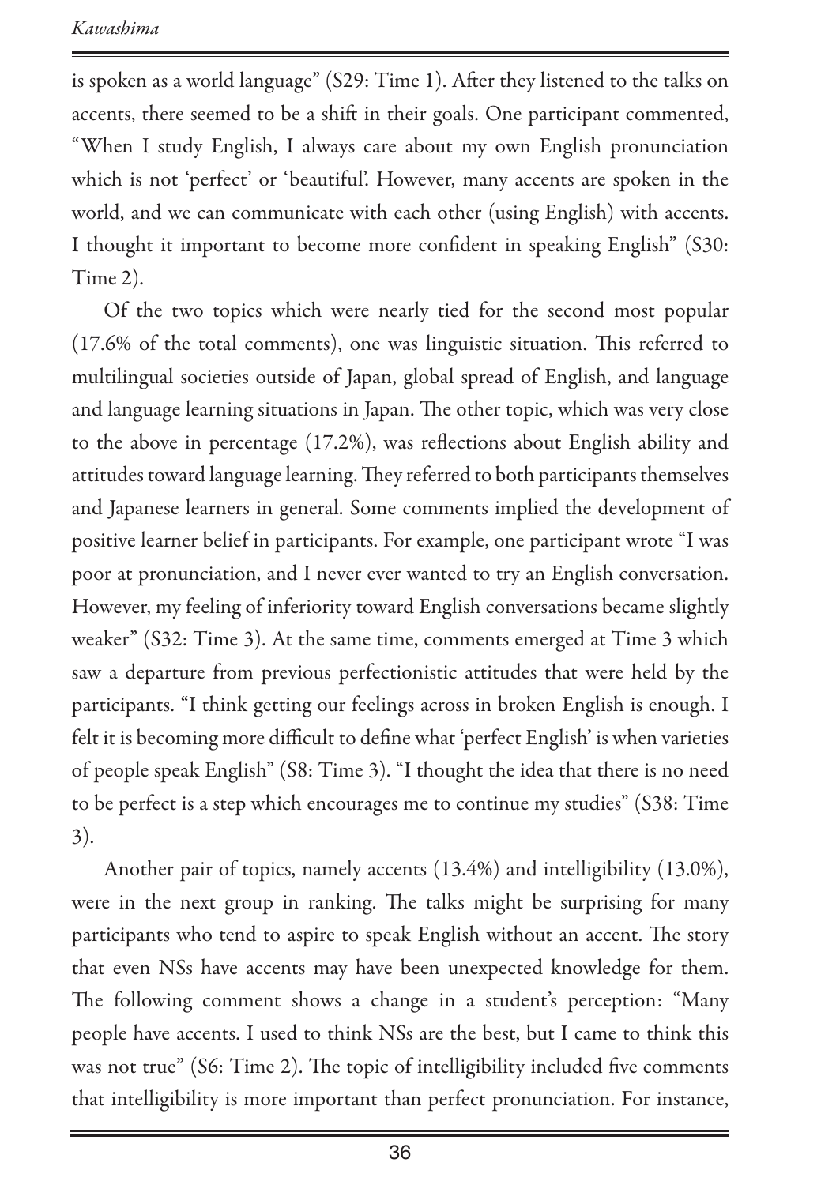is spoken as a world language" (S29: Time 1). After they listened to the talks on accents, there seemed to be a shift in their goals. One participant commented, "When I study English, I always care about my own English pronunciation which is not 'perfect' or 'beautiful'. However, many accents are spoken in the world, and we can communicate with each other (using English) with accents. I thought it important to become more confident in speaking English" (S30: Time 2).

Of the two topics which were nearly tied for the second most popular (17.6% of the total comments), one was linguistic situation. This referred to multilingual societies outside of Japan, global spread of English, and language and language learning situations in Japan. The other topic, which was very close to the above in percentage (17.2%), was reflections about English ability and attitudes toward language learning. They referred to both participants themselves and Japanese learners in general. Some comments implied the development of positive learner belief in participants. For example, one participant wrote "I was poor at pronunciation, and I never ever wanted to try an English conversation. However, my feeling of inferiority toward English conversations became slightly weaker" (S32: Time 3). At the same time, comments emerged at Time 3 which saw a departure from previous perfectionistic attitudes that were held by the participants. "I think getting our feelings across in broken English is enough. I felt it is becoming more difficult to define what 'perfect English' is when varieties of people speak English" (S8: Time 3). "I thought the idea that there is no need to be perfect is a step which encourages me to continue my studies" (S38: Time 3).

Another pair of topics, namely accents (13.4%) and intelligibility (13.0%), were in the next group in ranking. The talks might be surprising for many participants who tend to aspire to speak English without an accent. The story that even NSs have accents may have been unexpected knowledge for them. The following comment shows a change in a student's perception: "Many people have accents. I used to think NSs are the best, but I came to think this was not true" (S6: Time 2). The topic of intelligibility included five comments that intelligibility is more important than perfect pronunciation. For instance,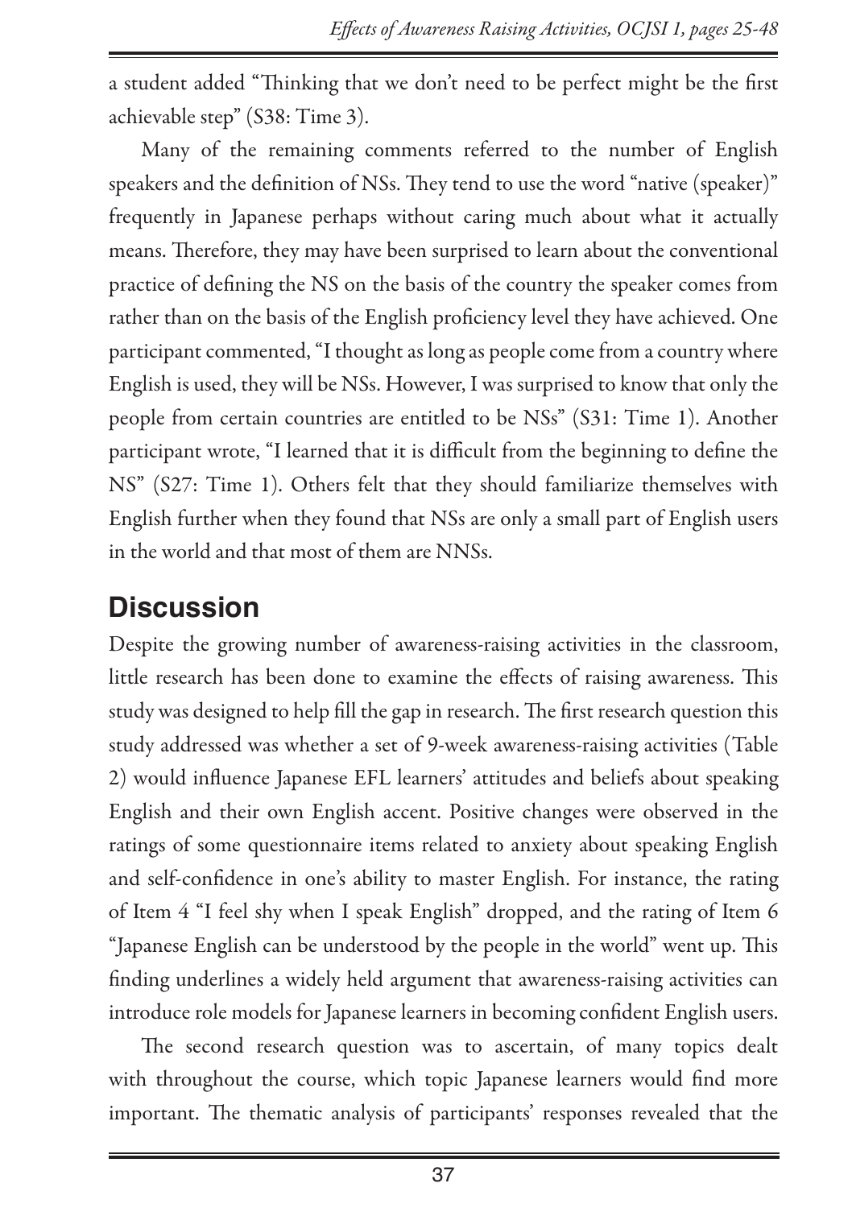a student added "Thinking that we don't need to be perfect might be the first achievable step" (S38: Time 3).

Many of the remaining comments referred to the number of English speakers and the definition of NSs. They tend to use the word "native (speaker)" frequently in Japanese perhaps without caring much about what it actually means. Therefore, they may have been surprised to learn about the conventional practice of defining the NS on the basis of the country the speaker comes from rather than on the basis of the English proficiency level they have achieved. One participant commented, "I thought as long as people come from a country where English is used, they will be NSs. However, I was surprised to know that only the people from certain countries are entitled to be NSs" (S31: Time 1). Another participant wrote, "I learned that it is difficult from the beginning to define the NS" (S27: Time 1). Others felt that they should familiarize themselves with English further when they found that NSs are only a small part of English users in the world and that most of them are NNSs.

## Discussion

Despite the growing number of awareness-raising activities in the classroom, little research has been done to examine the effects of raising awareness. This study was designed to help fill the gap in research. The first research question this study addressed was whether a set of 9-week awareness-raising activities (Table 2) would influence Japanese EFL learners' attitudes and beliefs about speaking English and their own English accent. Positive changes were observed in the ratings of some questionnaire items related to anxiety about speaking English and self-confidence in one's ability to master English. For instance, the rating of Item 4 "I feel shy when I speak English" dropped, and the rating of Item 6 "Japanese English can be understood by the people in the world" went up. This finding underlines a widely held argument that awareness-raising activities can introduce role models for Japanese learners in becoming confident English users.

The second research question was to ascertain, of many topics dealt with throughout the course, which topic Japanese learners would find more important. The thematic analysis of participants' responses revealed that the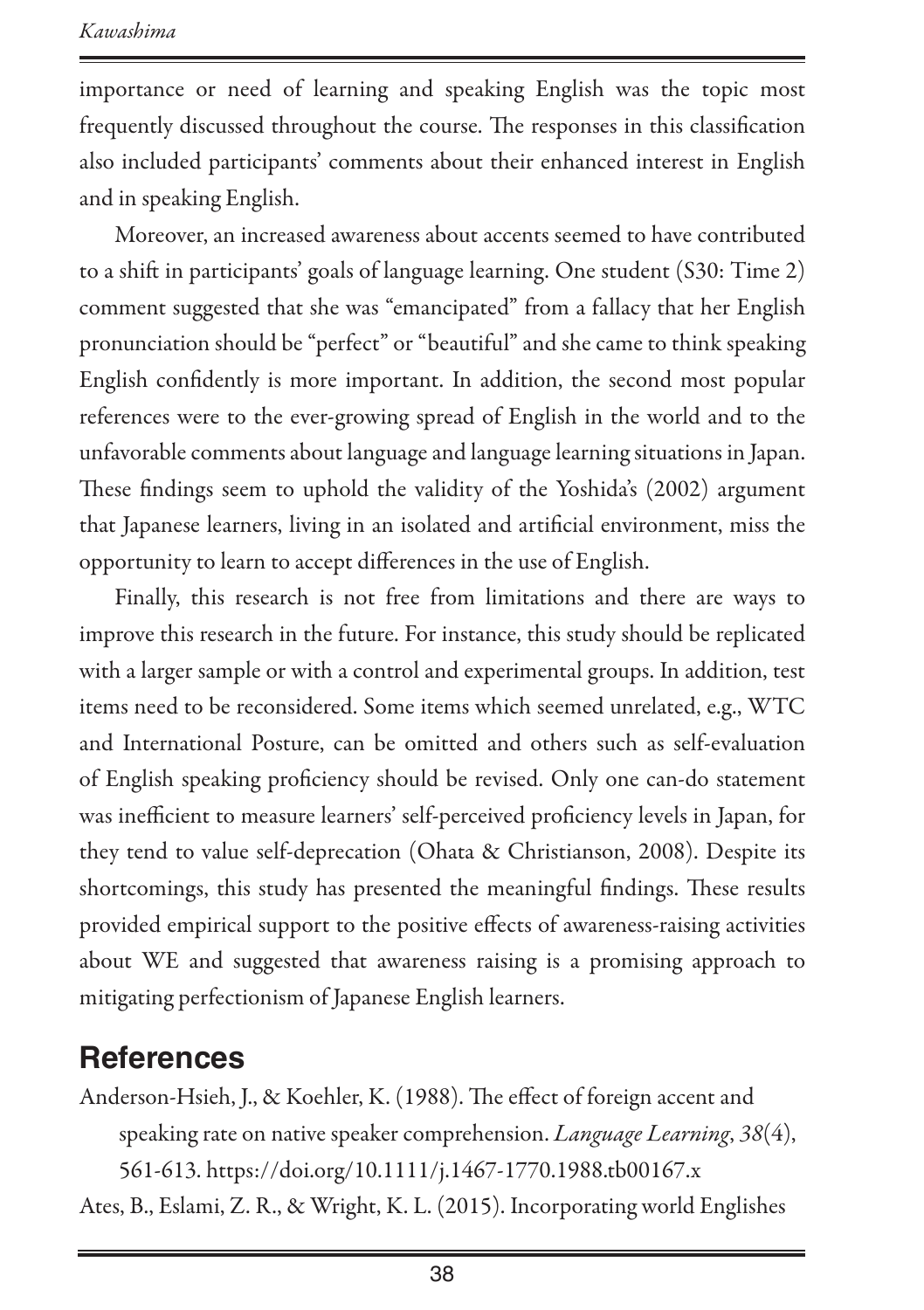importance or need of learning and speaking English was the topic most frequently discussed throughout the course. The responses in this classification also included participants' comments about their enhanced interest in English and in speaking English.

Moreover, an increased awareness about accents seemed to have contributed to a shift in participants' goals of language learning. One student (S30: Time 2) comment suggested that she was "emancipated" from a fallacy that her English pronunciation should be "perfect" or "beautiful" and she came to think speaking English confidently is more important. In addition, the second most popular references were to the ever-growing spread of English in the world and to the unfavorable comments about language and language learning situations in Japan. These findings seem to uphold the validity of the Yoshida's (2002) argument that Japanese learners, living in an isolated and artificial environment, miss the opportunity to learn to accept differences in the use of English.

Finally, this research is not free from limitations and there are ways to improve this research in the future. For instance, this study should be replicated with a larger sample or with a control and experimental groups. In addition, test items need to be reconsidered. Some items which seemed unrelated, e.g., WTC and International Posture, can be omitted and others such as self-evaluation of English speaking proficiency should be revised. Only one can-do statement was inefficient to measure learners' self-perceived proficiency levels in Japan, for they tend to value self-deprecation (Ohata & Christianson, 2008). Despite its shortcomings, this study has presented the meaningful findings. These results provided empirical support to the positive effects of awareness-raising activities about WE and suggested that awareness raising is a promising approach to mitigating perfectionism of Japanese English learners.

## References

Anderson-Hsieh, J., & Koehler, K. (1988). The effect of foreign accent and speaking rate on native speaker comprehension. *Language Learning*, *38*(4), 561-613. https://doi.org/10.1111/j.1467-1770.1988.tb00167.x

Ates, B., Eslami, Z. R., & Wright, K. L. (2015). Incorporating world Englishes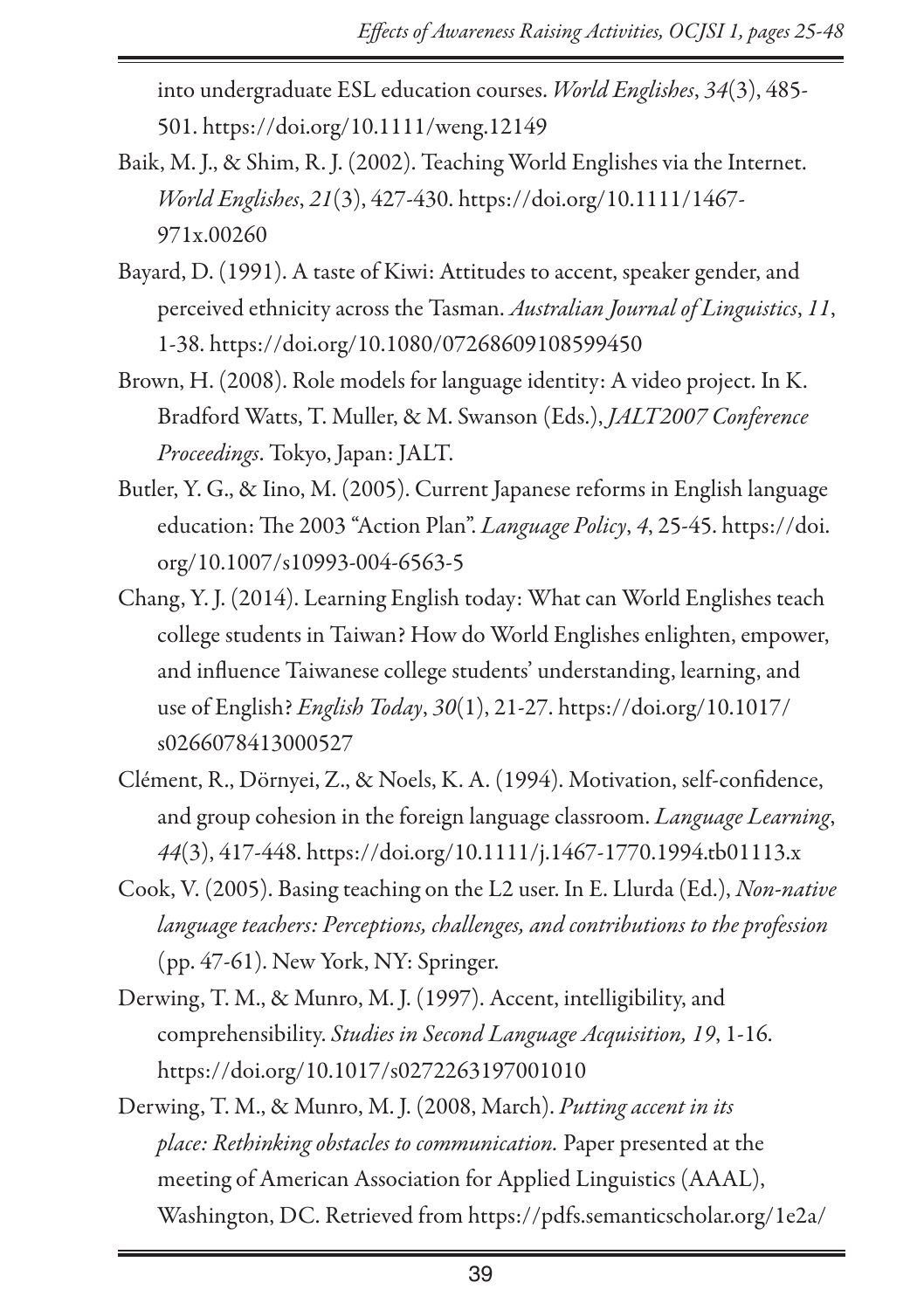into undergraduate ESL education courses. *World Englishes*, *34*(3), 485-501. https://doi.org/10.1111/weng.12149

Baik, M. J., & Shim, R. J. (2002). Teaching World Englishes via the Internet. *World Englishes*, *21*(3), 427-430. https://doi.org/10.1111/1467-971x.00260

Bayard, D. (1991). A taste of Kiwi: Attitudes to accent, speaker gender, and perceived ethnicity across the Tasman. *Australian Journal of Linguistics*, *11*, 1-38. https://doi.org/10.1080/07268609108599450

Brown, H. (2008). Role models for language identity: A video project. In K. Bradford Watts, T. Muller, & M. Swanson (Eds.), *JALT2007 Conference Proceedings*. Tokyo, Japan: JALT.

Butler, Y. G., & Iino, M. (2005). Current Japanese reforms in English language education: The 2003 "Action Plan". *Language Policy*, *4*, 25-45. https://doi.org/10.1007/s10993-004-6563-5

Chang, Y. J. (2014). Learning English today: What can World Englishes teach college students in Taiwan? How do World Englishes enlighten, empower, and influence Taiwanese college students' understanding, learning, and use of English? *English Today*, *30*(1), 21-27. https://doi.org/10.1017/s0266078413000527

Clément, R., Dörnyei, Z., & Noels, K. A. (1994). Motivation, self-confidence, and group cohesion in the foreign language classroom. *Language Learning*, *44*(3), 417-448. https://doi.org/10.1111/j.1467-1770.1994.tb01113.x

Cook, V. (2005). Basing teaching on the L2 user. In E. Llurda (Ed.), *Non-native language teachers: Perceptions, challenges, and contributions to the profession* (pp. 47-61). New York, NY: Springer.

Derwing, T. M., & Munro, M. J. (1997). Accent, intelligibility, and comprehensibility. *Studies in Second Language Acquisition, 19*, 1-16. https://doi.org/10.1017/s0272263197001010

Derwing, T. M., & Munro, M. J. (2008, March). *Putting accent in its place: Rethinking obstacles to communication.* Paper presented at the meeting of American Association for Applied Linguistics (AAAL), Washington, DC. Retrieved from https://pdfs.semanticscholar.org/1e2a/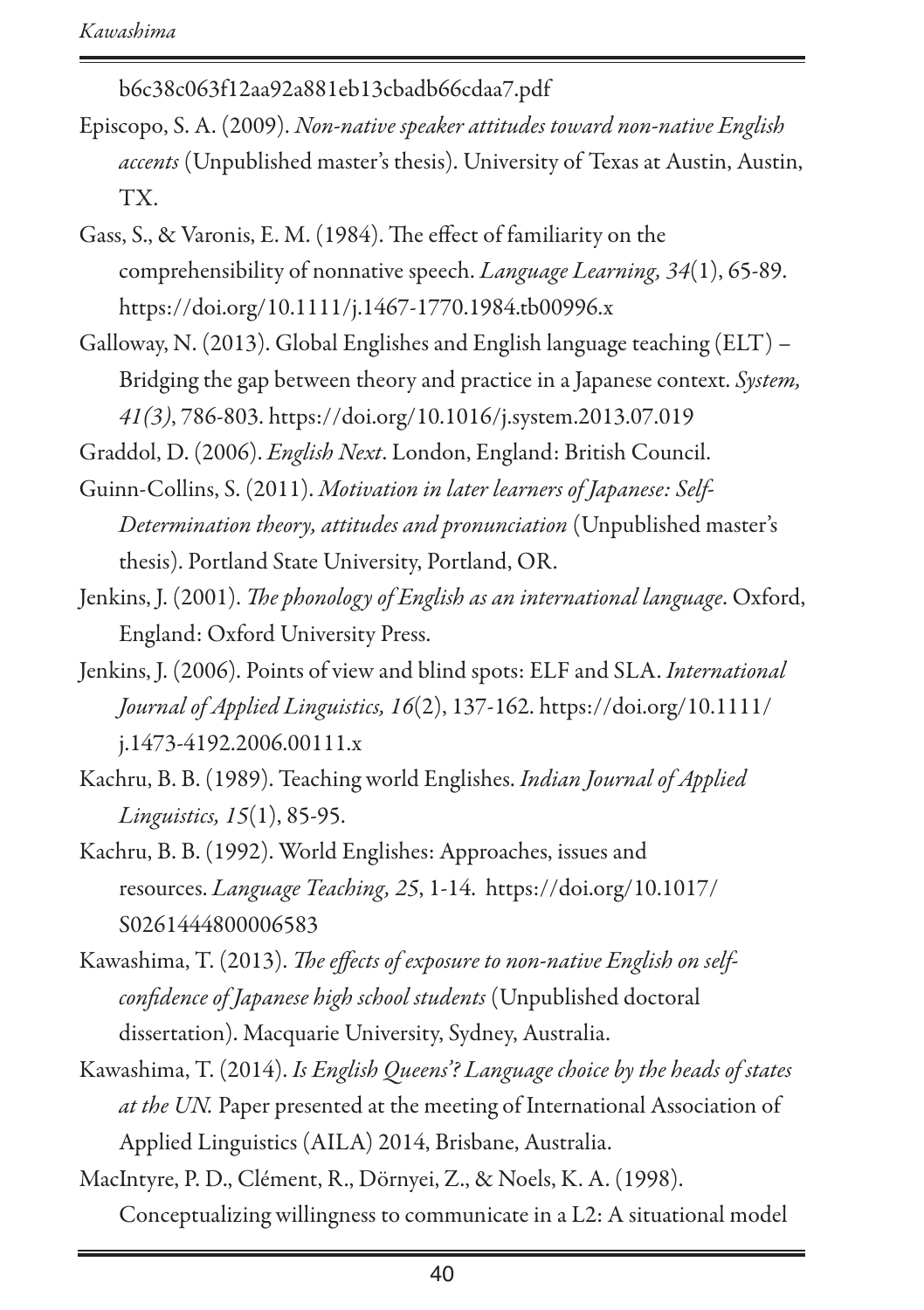b6c38c063f12aa92a881eb13cbadb66cdaa7.pdf

Episcopo, S. A. (2009). *Non-native speaker attitudes toward non-native English accents* (Unpublished master's thesis). University of Texas at Austin, Austin, TX.

Gass, S., & Varonis, E. M. (1984). The effect of familiarity on the comprehensibility of nonnative speech. *Language Learning, 34*(1), 65-89. https://doi.org/10.1111/j.1467-1770.1984.tb00996.x

Galloway, N. (2013). Global Englishes and English language teaching (ELT) – Bridging the gap between theory and practice in a Japanese context. *System, 41(3)*, 786-803. https://doi.org/10.1016/j.system.2013.07.019

Graddol, D. (2006). *English Next*. London, England: British Council.

Guinn-Collins, S. (2011). *Motivation in later learners of Japanese: Self-Determination theory, attitudes and pronunciation* (Unpublished master's thesis). Portland State University, Portland, OR.

Jenkins, J. (2001). *The phonology of English as an international language*. Oxford, England: Oxford University Press.

Jenkins, J. (2006). Points of view and blind spots: ELF and SLA. *International Journal of Applied Linguistics, 16*(2), 137-162. https://doi.org/10.1111/j.1473-4192.2006.00111.x

Kachru, B. B. (1989). Teaching world Englishes. *Indian Journal of Applied Linguistics, 15*(1), 85-95.

Kachru, B. B. (1992). World Englishes: Approaches, issues and resources. *Language Teaching, 25*, 1-14. https://doi.org/10.1017/S0261444800006583

Kawashima, T. (2013). *The effects of exposure to non-native English on self-confidence of Japanese high school students* (Unpublished doctoral dissertation). Macquarie University, Sydney, Australia.

Kawashima, T. (2014). *Is English Queens'? Language choice by the heads of states at the UN.* Paper presented at the meeting of International Association of Applied Linguistics (AILA) 2014, Brisbane, Australia.

MacIntyre, P. D., Clément, R., Dörnyei, Z., & Noels, K. A. (1998). Conceptualizing willingness to communicate in a L2: A situational model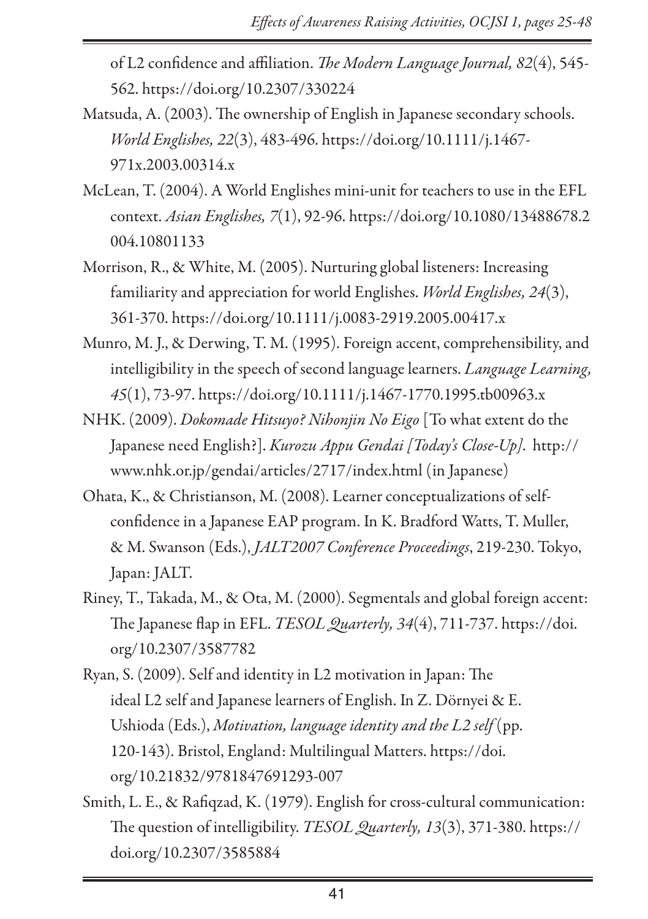of L2 confidence and affiliation. *The Modern Language Journal, 82*(4), 545-562. https://doi.org/10.2307/330224

Matsuda, A. (2003). The ownership of English in Japanese secondary schools. *World Englishes, 22*(3), 483-496. https://doi.org/10.1111/j.1467-971x.2003.00314.x

McLean, T. (2004). A World Englishes mini-unit for teachers to use in the EFL context. *Asian Englishes, 7*(1), 92-96. https://doi.org/10.1080/13488678.2004.10801133

Morrison, R., & White, M. (2005). Nurturing global listeners: Increasing familiarity and appreciation for world Englishes. *World Englishes, 24*(3), 361-370. https://doi.org/10.1111/j.0083-2919.2005.00417.x

Munro, M. J., & Derwing, T. M. (1995). Foreign accent, comprehensibility, and intelligibility in the speech of second language learners. *Language Learning, 45*(1), 73-97. https://doi.org/10.1111/j.1467-1770.1995.tb00963.x

NHK. (2009). *Dokomade Hitsuyo? Nihonjin No Eigo* [To what extent do the Japanese need English?]. *Kurozu Appu Gendai [Today's Close-Up].* http://www.nhk.or.jp/gendai/articles/2717/index.html (in Japanese)

Ohata, K., & Christianson, M. (2008). Learner conceptualizations of self-confidence in a Japanese EAP program. In K. Bradford Watts, T. Muller, & M. Swanson (Eds.), *JALT2007 Conference Proceedings*, 219-230. Tokyo, Japan: JALT.

Riney, T., Takada, M., & Ota, M. (2000). Segmentals and global foreign accent: The Japanese flap in EFL. *TESOL Quarterly, 34*(4), 711-737. https://doi.org/10.2307/3587782

Ryan, S. (2009). Self and identity in L2 motivation in Japan: The ideal L2 self and Japanese learners of English. In Z. Dörnyei & E. Ushioda (Eds.), *Motivation, language identity and the L2 self* (pp. 120-143). Bristol, England: Multilingual Matters. https://doi.org/10.21832/9781847691293-007

Smith, L. E., & Rafiqzad, K. (1979). English for cross-cultural communication: The question of intelligibility. *TESOL Quarterly, 13*(3), 371-380. https://doi.org/10.2307/3585884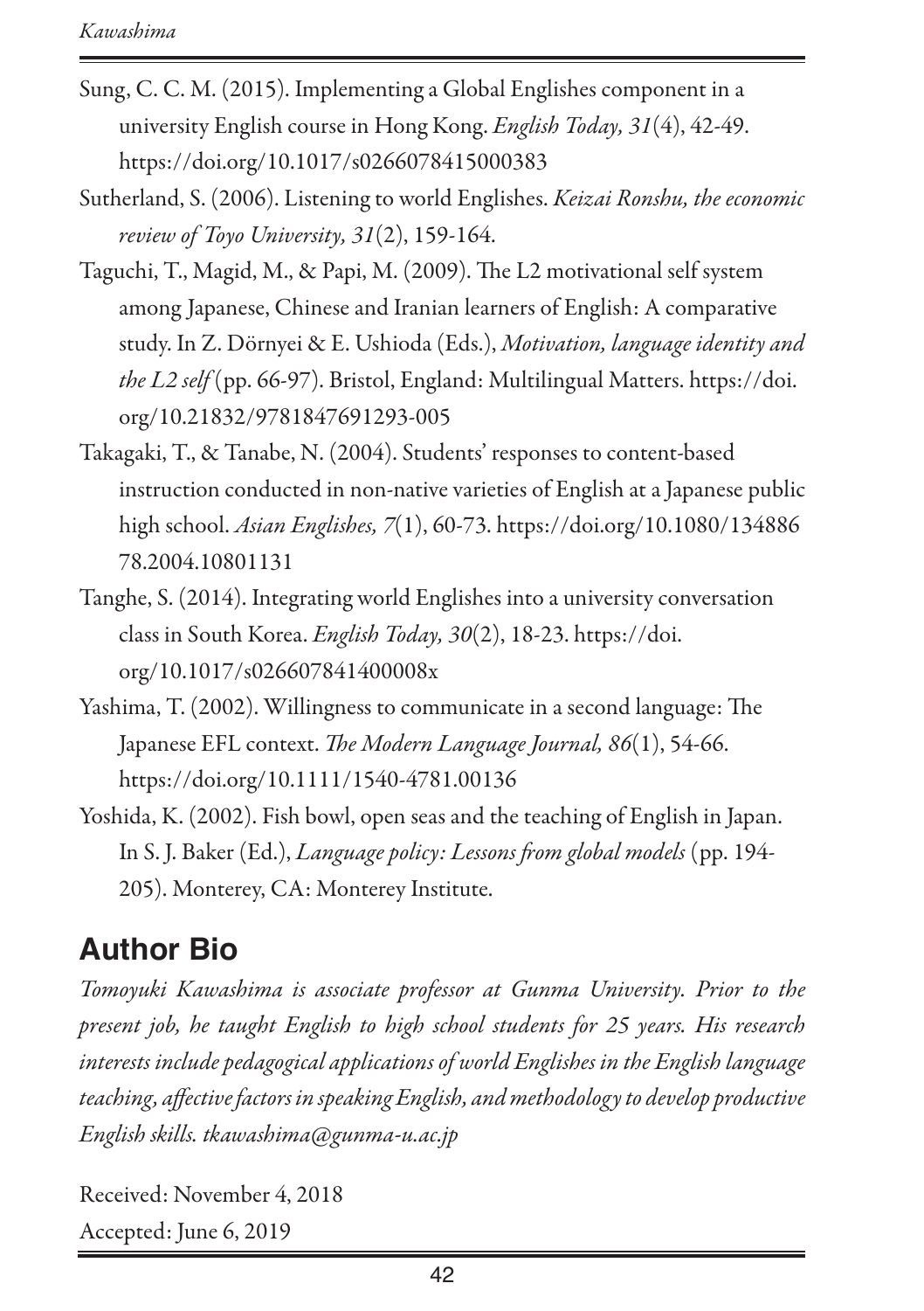Sung, C. C. M. (2015). Implementing a Global Englishes component in a university English course in Hong Kong. *English Today, 31*(4), 42-49. https://doi.org/10.1017/s0266078415000383

Sutherland, S. (2006). Listening to world Englishes. *Keizai Ronshu, the economic review of Toyo University, 31*(2), 159-164.

Taguchi, T., Magid, M., & Papi, M. (2009). The L2 motivational self system among Japanese, Chinese and Iranian learners of English: A comparative study. In Z. Dörnyei & E. Ushioda (Eds.), *Motivation, language identity and the L2 self* (pp. 66-97). Bristol, England: Multilingual Matters. https://doi.org/10.21832/9781847691293-005

Takagaki, T., & Tanabe, N. (2004). Students' responses to content-based instruction conducted in non-native varieties of English at a Japanese public high school. *Asian Englishes, 7*(1), 60-73. https://doi.org/10.1080/13488678.2004.10801131

Tanghe, S. (2014). Integrating world Englishes into a university conversation class in South Korea. *English Today, 30*(2), 18-23. https://doi.org/10.1017/s026607841400008x

Yashima, T. (2002). Willingness to communicate in a second language: The Japanese EFL context. *The Modern Language Journal, 86*(1), 54-66. https://doi.org/10.1111/1540-4781.00136

Yoshida, K. (2002). Fish bowl, open seas and the teaching of English in Japan. In S. J. Baker (Ed.), *Language policy: Lessons from global models* (pp. 194-205). Monterey, CA: Monterey Institute.

## Author Bio

*Tomoyuki Kawashima is associate professor at Gunma University. Prior to the present job, he taught English to high school students for 25 years. His research interests include pedagogical applications of world Englishes in the English language teaching, affective factors in speaking English, and methodology to develop productive English skills. tkawashima@gunma-u.ac.jp*

Received: November 4, 2018

Accepted: June 6, 2019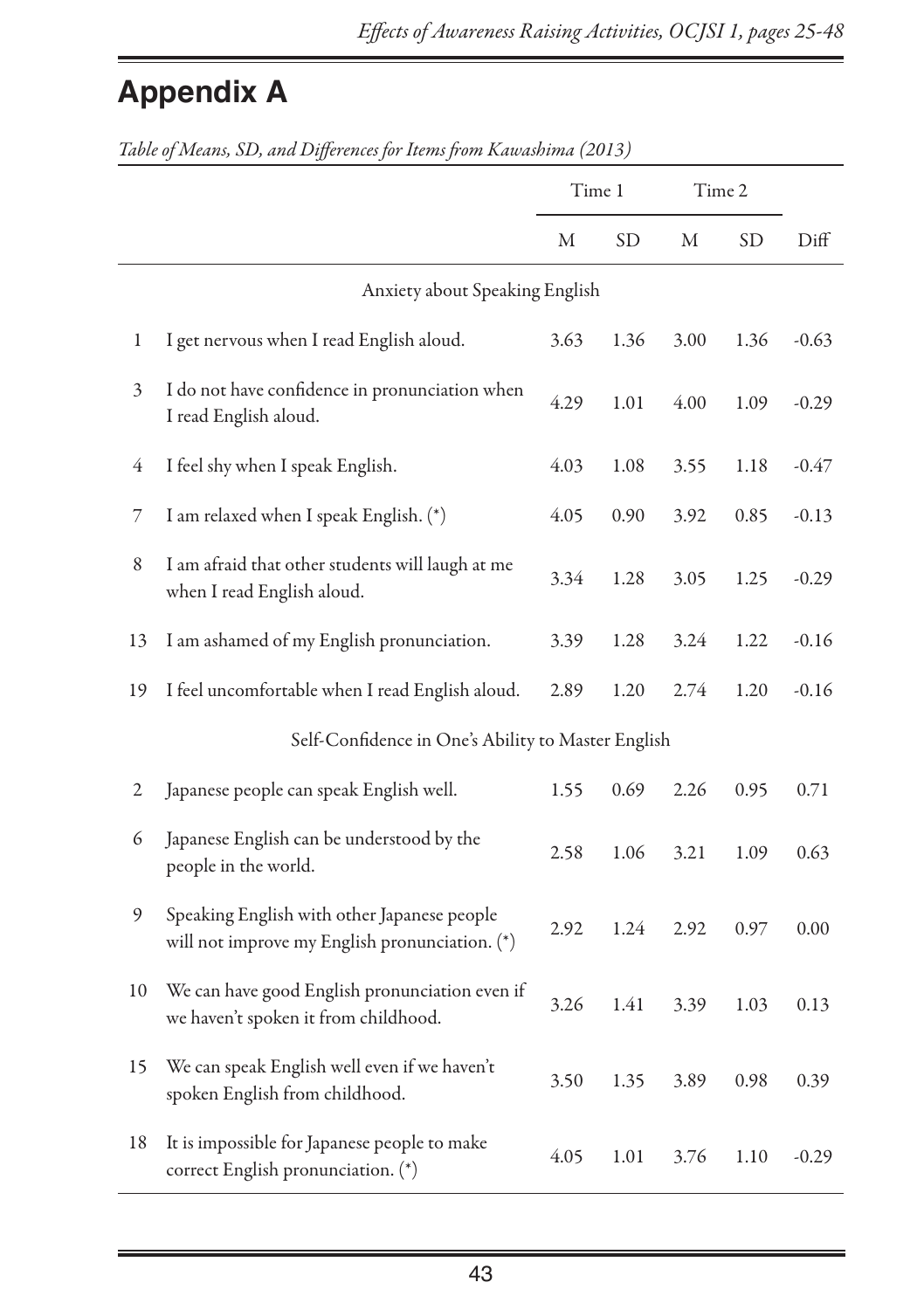## Appendix A

*Table of Means, SD, and Differences for Items from Kawashima (2013)*

| | | Time 1 | | Time 2 | | |
|---|---|---|---|---|---|---|
| | | M | SD | M | SD | Diff |
| | Anxiety about Speaking English | | | | | |
| 1 | I get nervous when I read English aloud. | 3.63 | 1.36 | 3.00 | 1.36 | -0.63 |
| 3 | I do not have confidence in pronunciation when I read English aloud. | 4.29 | 1.01 | 4.00 | 1.09 | -0.29 |
| 4 | I feel shy when I speak English. | 4.03 | 1.08 | 3.55 | 1.18 | -0.47 |
| 7 | I am relaxed when I speak English. (*) | 4.05 | 0.90 | 3.92 | 0.85 | -0.13 |
| 8 | I am afraid that other students will laugh at me when I read English aloud. | 3.34 | 1.28 | 3.05 | 1.25 | -0.29 |
| 13 | I am ashamed of my English pronunciation. | 3.39 | 1.28 | 3.24 | 1.22 | -0.16 |
| 19 | I feel uncomfortable when I read English aloud. | 2.89 | 1.20 | 2.74 | 1.20 | -0.16 |
| | Self-Confidence in One's Ability to Master English | | | | | |
| 2 | Japanese people can speak English well. | 1.55 | 0.69 | 2.26 | 0.95 | 0.71 |
| 6 | Japanese English can be understood by the people in the world. | 2.58 | 1.06 | 3.21 | 1.09 | 0.63 |
| 9 | Speaking English with other Japanese people will not improve my English pronunciation. (*) | 2.92 | 1.24 | 2.92 | 0.97 | 0.00 |
| 10 | We can have good English pronunciation even if we haven't spoken it from childhood. | 3.26 | 1.41 | 3.39 | 1.03 | 0.13 |
| 15 | We can speak English well even if we haven't spoken English from childhood. | 3.50 | 1.35 | 3.89 | 0.98 | 0.39 |
| 18 | It is impossible for Japanese people to make correct English pronunciation. (*) | 4.05 | 1.01 | 3.76 | 1.10 | -0.29 |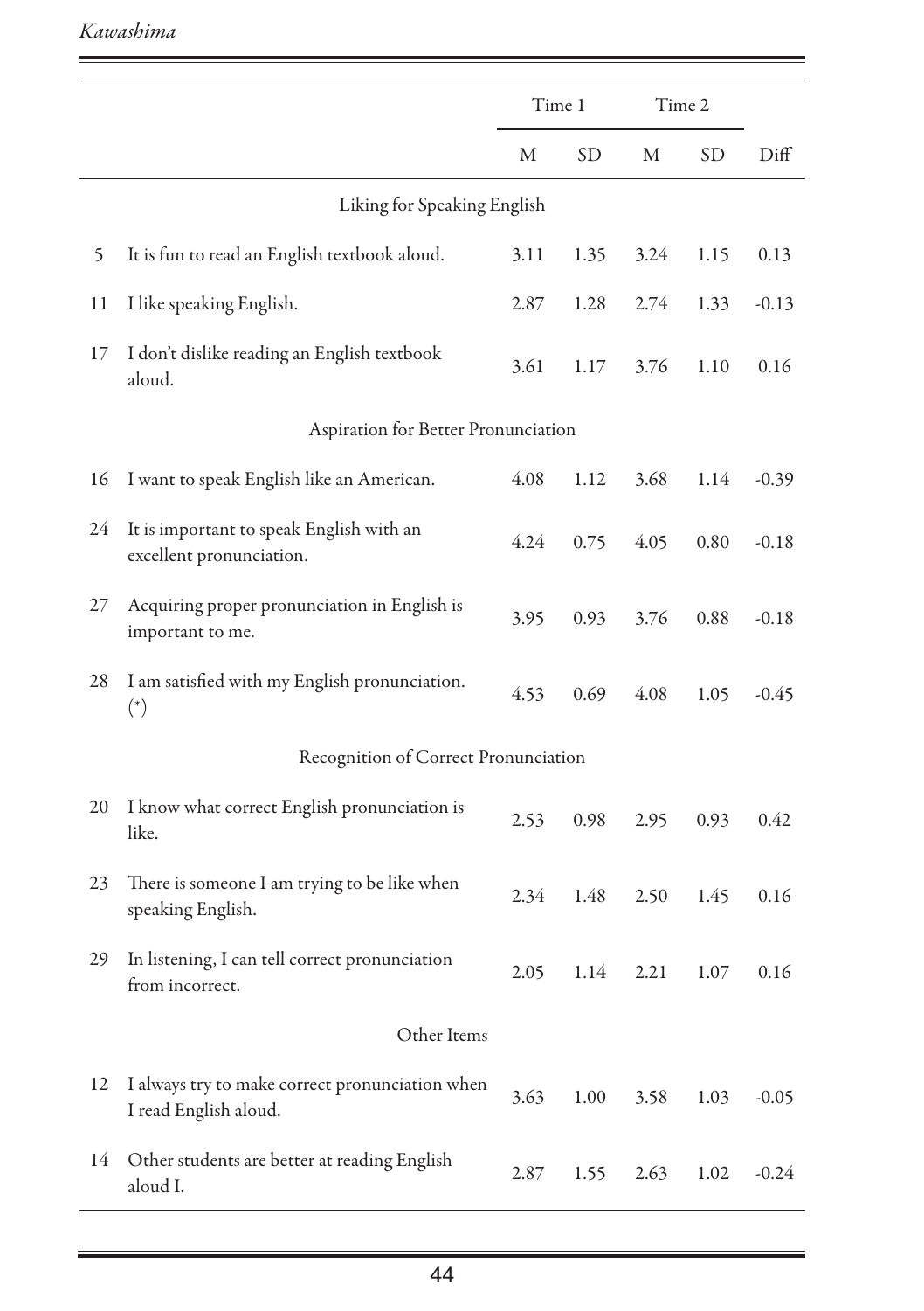| | | Time 1 | | Time 2 | | |
|---|---|---|---|---|---|---|
| | | M | SD | M | SD | Diff |
| | **Liking for Speaking English** | | | | | |
| 5 | It is fun to read an English textbook aloud. | 3.11 | 1.35 | 3.24 | 1.15 | 0.13 |
| 11 | I like speaking English. | 2.87 | 1.28 | 2.74 | 1.33 | -0.13 |
| 17 | I don't dislike reading an English textbook aloud. | 3.61 | 1.17 | 3.76 | 1.10 | 0.16 |
| | **Aspiration for Better Pronunciation** | | | | | |
| 16 | I want to speak English like an American. | 4.08 | 1.12 | 3.68 | 1.14 | -0.39 |
| 24 | It is important to speak English with an excellent pronunciation. | 4.24 | 0.75 | 4.05 | 0.80 | -0.18 |
| 27 | Acquiring proper pronunciation in English is important to me. | 3.95 | 0.93 | 3.76 | 0.88 | -0.18 |
| 28 | I am satisfied with my English pronunciation. (*) | 4.53 | 0.69 | 4.08 | 1.05 | -0.45 |
| | **Recognition of Correct Pronunciation** | | | | | |
| 20 | I know what correct English pronunciation is like. | 2.53 | 0.98 | 2.95 | 0.93 | 0.42 |
| 23 | There is someone I am trying to be like when speaking English. | 2.34 | 1.48 | 2.50 | 1.45 | 0.16 |
| 29 | In listening, I can tell correct pronunciation from incorrect. | 2.05 | 1.14 | 2.21 | 1.07 | 0.16 |
| | **Other Items** | | | | | |
| 12 | I always try to make correct pronunciation when I read English aloud. | 3.63 | 1.00 | 3.58 | 1.03 | -0.05 |
| 14 | Other students are better at reading English aloud I. | 2.87 | 1.55 | 2.63 | 1.02 | -0.24 |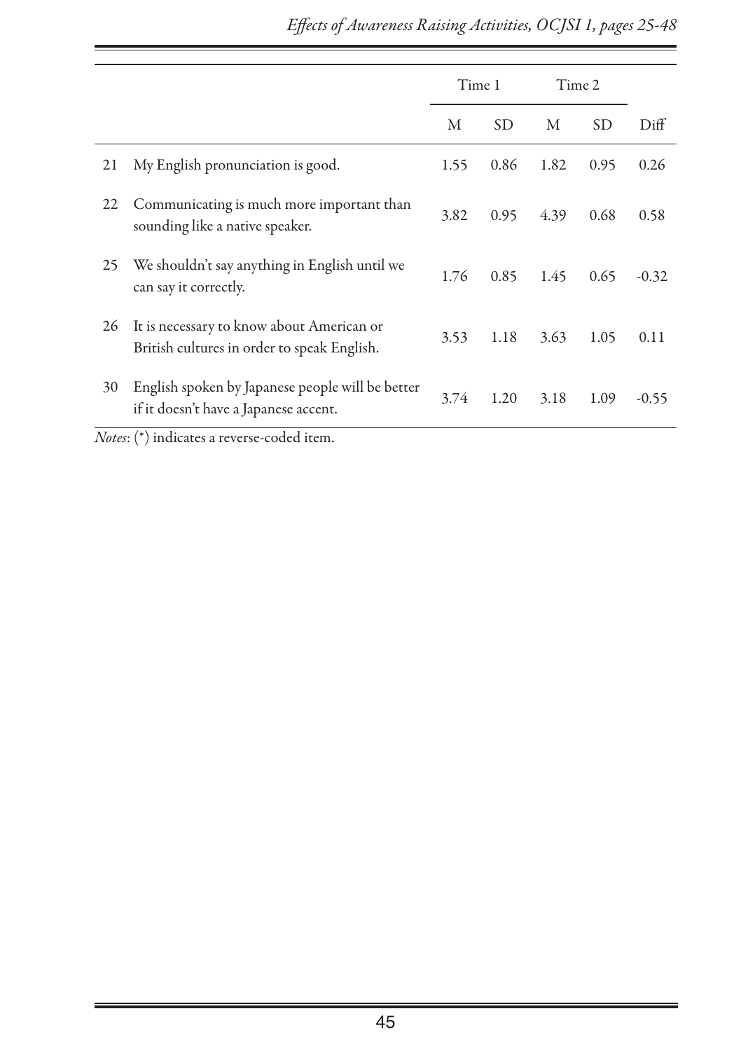| | | Time 1 | | Time 2 | | |
|---|---|---|---|---|---|---|
| | | M | SD | M | SD | Diff |
| 21 | My English pronunciation is good. | 1.55 | 0.86 | 1.82 | 0.95 | 0.26 |
| 22 | Communicating is much more important than sounding like a native speaker. | 3.82 | 0.95 | 4.39 | 0.68 | 0.58 |
| 25 | We shouldn't say anything in English until we can say it correctly. | 1.76 | 0.85 | 1.45 | 0.65 | -0.32 |
| 26 | It is necessary to know about American or British cultures in order to speak English. | 3.53 | 1.18 | 3.63 | 1.05 | 0.11 |
| 30 | English spoken by Japanese people will be better if it doesn't have a Japanese accent. | 3.74 | 1.20 | 3.18 | 1.09 | -0.55 |

*Notes*: (*) indicates a reverse-coded item.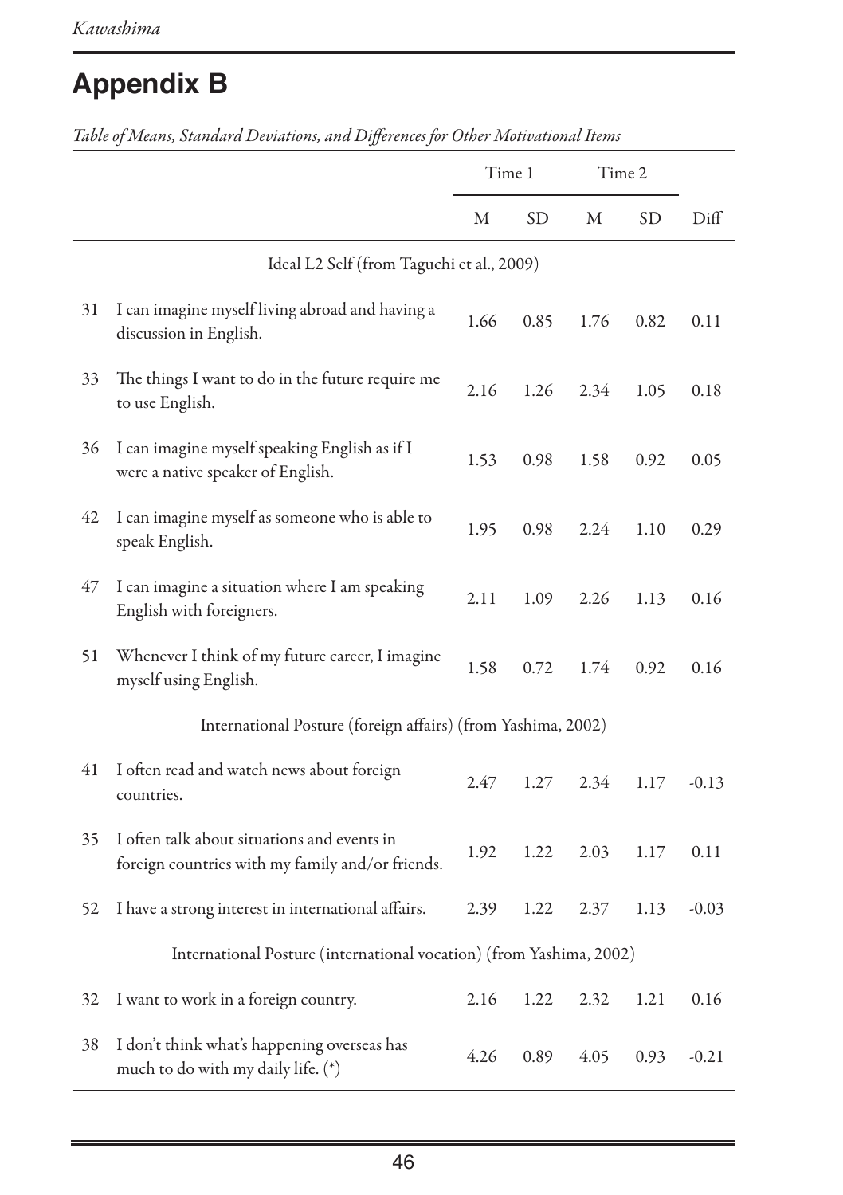## Appendix B

*Table of Means, Standard Deviations, and Differences for Other Motivational Items*

| | | Time 1 | | Time 2 | | |
|---|---|---|---|---|---|---|
| | | M | SD | M | SD | Diff |
| | Ideal L2 Self (from Taguchi et al., 2009) | | | | | |
| 31 | I can imagine myself living abroad and having a discussion in English. | 1.66 | 0.85 | 1.76 | 0.82 | 0.11 |
| 33 | The things I want to do in the future require me to use English. | 2.16 | 1.26 | 2.34 | 1.05 | 0.18 |
| 36 | I can imagine myself speaking English as if I were a native speaker of English. | 1.53 | 0.98 | 1.58 | 0.92 | 0.05 |
| 42 | I can imagine myself as someone who is able to speak English. | 1.95 | 0.98 | 2.24 | 1.10 | 0.29 |
| 47 | I can imagine a situation where I am speaking English with foreigners. | 2.11 | 1.09 | 2.26 | 1.13 | 0.16 |
| 51 | Whenever I think of my future career, I imagine myself using English. | 1.58 | 0.72 | 1.74 | 0.92 | 0.16 |
| | International Posture (foreign affairs) (from Yashima, 2002) | | | | | |
| 41 | I often read and watch news about foreign countries. | 2.47 | 1.27 | 2.34 | 1.17 | -0.13 |
| 35 | I often talk about situations and events in foreign countries with my family and/or friends. | 1.92 | 1.22 | 2.03 | 1.17 | 0.11 |
| 52 | I have a strong interest in international affairs. | 2.39 | 1.22 | 2.37 | 1.13 | -0.03 |
| | International Posture (international vocation) (from Yashima, 2002) | | | | | |
| 32 | I want to work in a foreign country. | 2.16 | 1.22 | 2.32 | 1.21 | 0.16 |
| 38 | I don't think what's happening overseas has much to do with my daily life. (*) | 4.26 | 0.89 | 4.05 | 0.93 | -0.21 |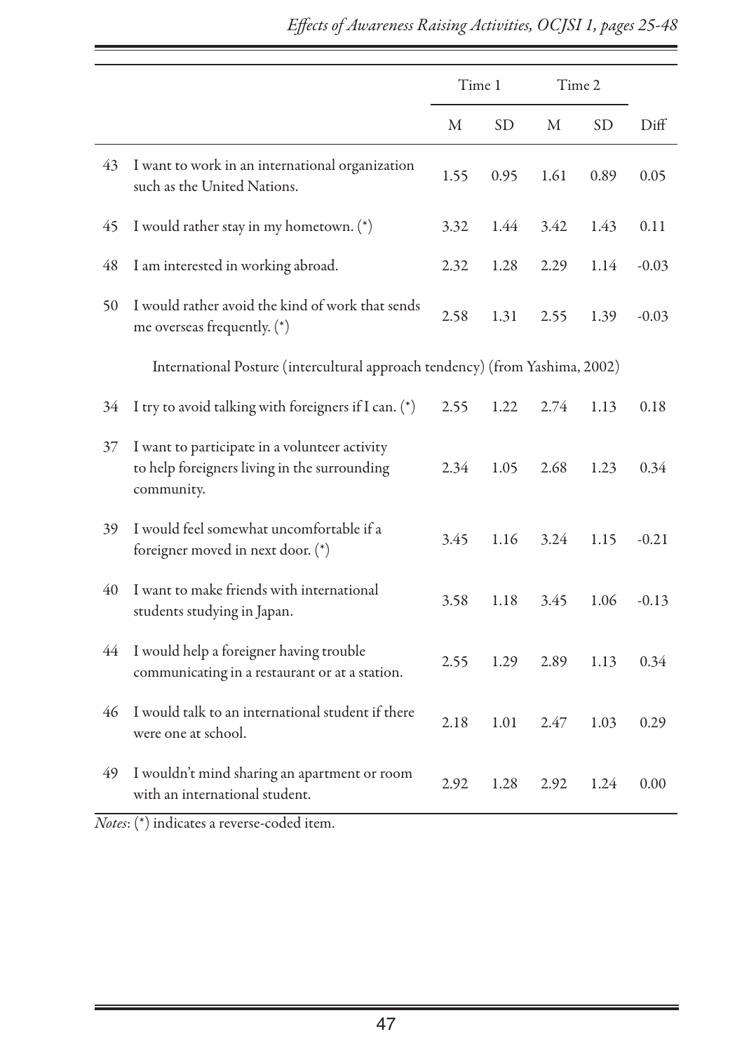| | | Time 1 | | Time 2 | | |
|---|---|---|---|---|---|---|
| | | M | SD | M | SD | Diff |
| 43 | I want to work in an international organization such as the United Nations. | 1.55 | 0.95 | 1.61 | 0.89 | 0.05 |
| 45 | I would rather stay in my hometown. (*) | 3.32 | 1.44 | 3.42 | 1.43 | 0.11 |
| 48 | I am interested in working abroad. | 2.32 | 1.28 | 2.29 | 1.14 | -0.03 |
| 50 | I would rather avoid the kind of work that sends me overseas frequently. (*) | 2.58 | 1.31 | 2.55 | 1.39 | -0.03 |
| | International Posture (intercultural approach tendency) (from Yashima, 2002) | | | | | |
| 34 | I try to avoid talking with foreigners if I can. (*) | 2.55 | 1.22 | 2.74 | 1.13 | 0.18 |
| 37 | I want to participate in a volunteer activity to help foreigners living in the surrounding community. | 2.34 | 1.05 | 2.68 | 1.23 | 0.34 |
| 39 | I would feel somewhat uncomfortable if a foreigner moved in next door. (*) | 3.45 | 1.16 | 3.24 | 1.15 | -0.21 |
| 40 | I want to make friends with international students studying in Japan. | 3.58 | 1.18 | 3.45 | 1.06 | -0.13 |
| 44 | I would help a foreigner having trouble communicating in a restaurant or at a station. | 2.55 | 1.29 | 2.89 | 1.13 | 0.34 |
| 46 | I would talk to an international student if there were one at school. | 2.18 | 1.01 | 2.47 | 1.03 | 0.29 |
| 49 | I wouldn't mind sharing an apartment or room with an international student. | 2.92 | 1.28 | 2.92 | 1.24 | 0.00 |

*Notes*: (*) indicates a reverse-coded item.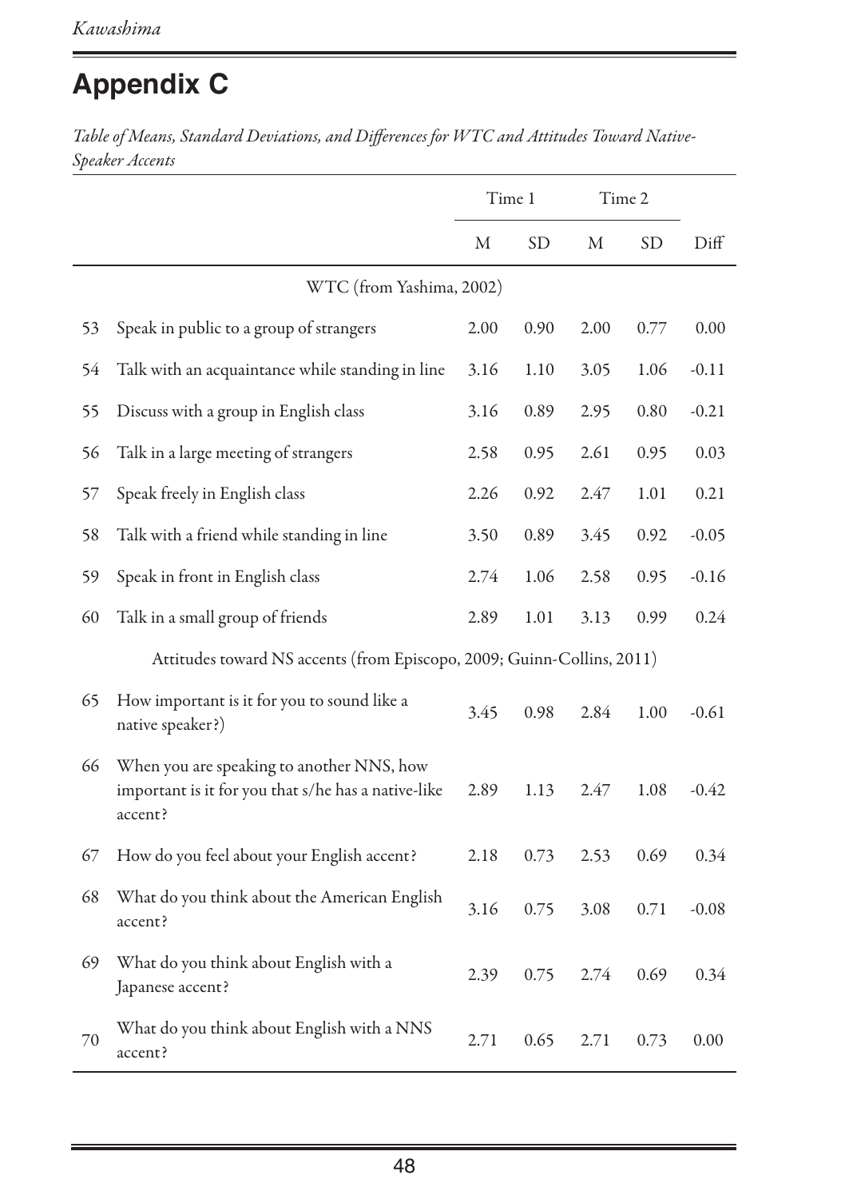## Appendix C

*Table of Means, Standard Deviations, and Differences for WTC and Attitudes Toward Native-Speaker Accents*

| | | Time 1 | | Time 2 | | |
|---|---|---|---|---|---|---|
| | | M | SD | M | SD | Diff |
| | WTC (from Yashima, 2002) | | | | | |
| 53 | Speak in public to a group of strangers | 2.00 | 0.90 | 2.00 | 0.77 | 0.00 |
| 54 | Talk with an acquaintance while standing in line | 3.16 | 1.10 | 3.05 | 1.06 | -0.11 |
| 55 | Discuss with a group in English class | 3.16 | 0.89 | 2.95 | 0.80 | -0.21 |
| 56 | Talk in a large meeting of strangers | 2.58 | 0.95 | 2.61 | 0.95 | 0.03 |
| 57 | Speak freely in English class | 2.26 | 0.92 | 2.47 | 1.01 | 0.21 |
| 58 | Talk with a friend while standing in line | 3.50 | 0.89 | 3.45 | 0.92 | -0.05 |
| 59 | Speak in front in English class | 2.74 | 1.06 | 2.58 | 0.95 | -0.16 |
| 60 | Talk in a small group of friends | 2.89 | 1.01 | 3.13 | 0.99 | 0.24 |
| | Attitudes toward NS accents (from Episcopo, 2009; Guinn-Collins, 2011) | | | | | |
| 65 | How important is it for you to sound like a native speaker?) | 3.45 | 0.98 | 2.84 | 1.00 | -0.61 |
| 66 | When you are speaking to another NNS, how important is it for you that s/he has a native-like accent? | 2.89 | 1.13 | 2.47 | 1.08 | -0.42 |
| 67 | How do you feel about your English accent? | 2.18 | 0.73 | 2.53 | 0.69 | 0.34 |
| 68 | What do you think about the American English accent? | 3.16 | 0.75 | 3.08 | 0.71 | -0.08 |
| 69 | What do you think about English with a Japanese accent? | 2.39 | 0.75 | 2.74 | 0.69 | 0.34 |
| 70 | What do you think about English with a NNS accent? | 2.71 | 0.65 | 2.71 | 0.73 | 0.00 |